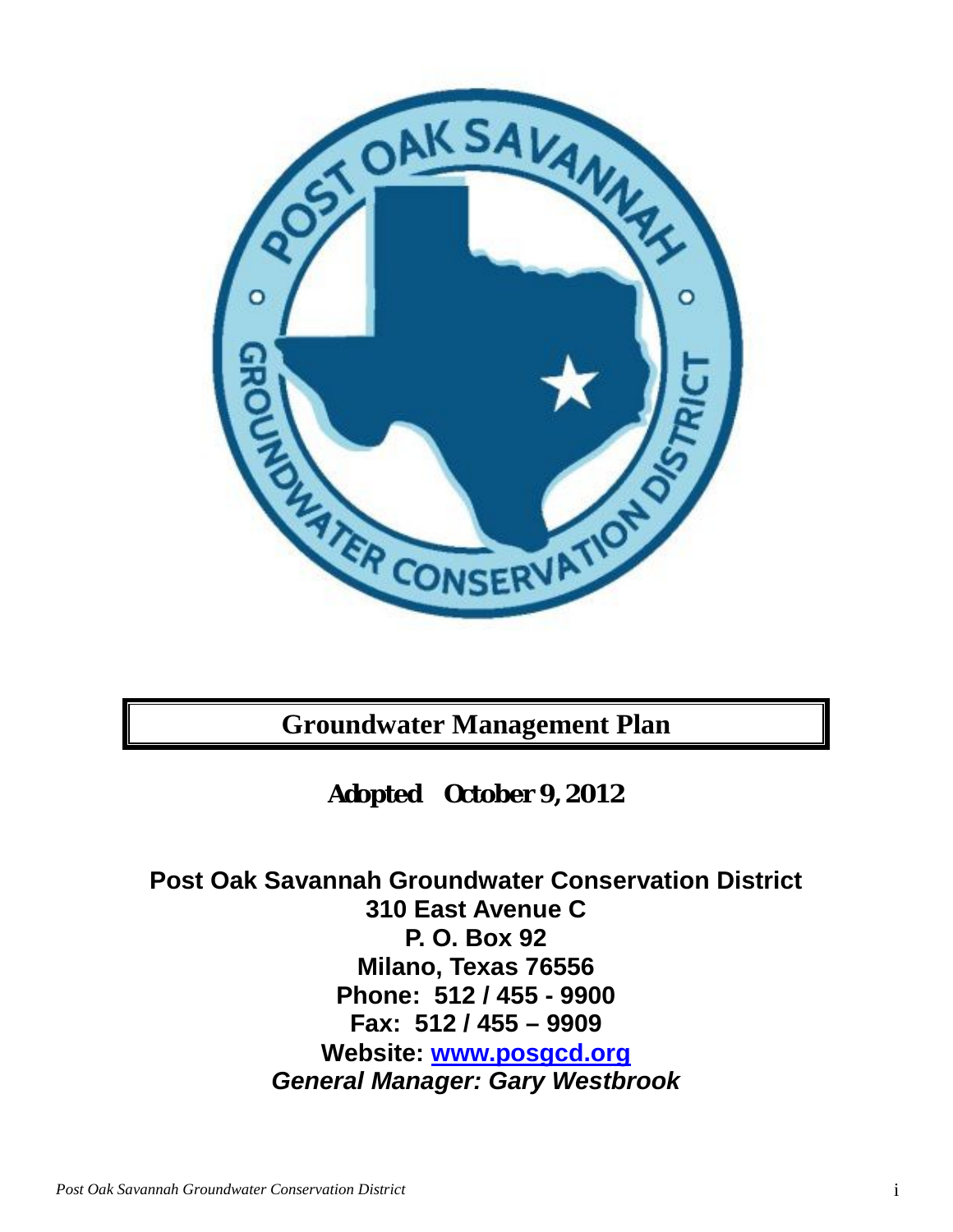# Groundwater Management Plan

**Adopted October 9, 2012**

**Post Oak Savannah Groundwater Conservation District**
**310 East Avenue C**
**P. O. Box 92**
**Milano, Texas 76556**
**Phone: 512 / 455 - 9900**
**Fax: 512 / 455 – 9909**
**Website: [www.posgcd.org](http://www.posgcd.org)**
***General Manager: Gary Westbrook***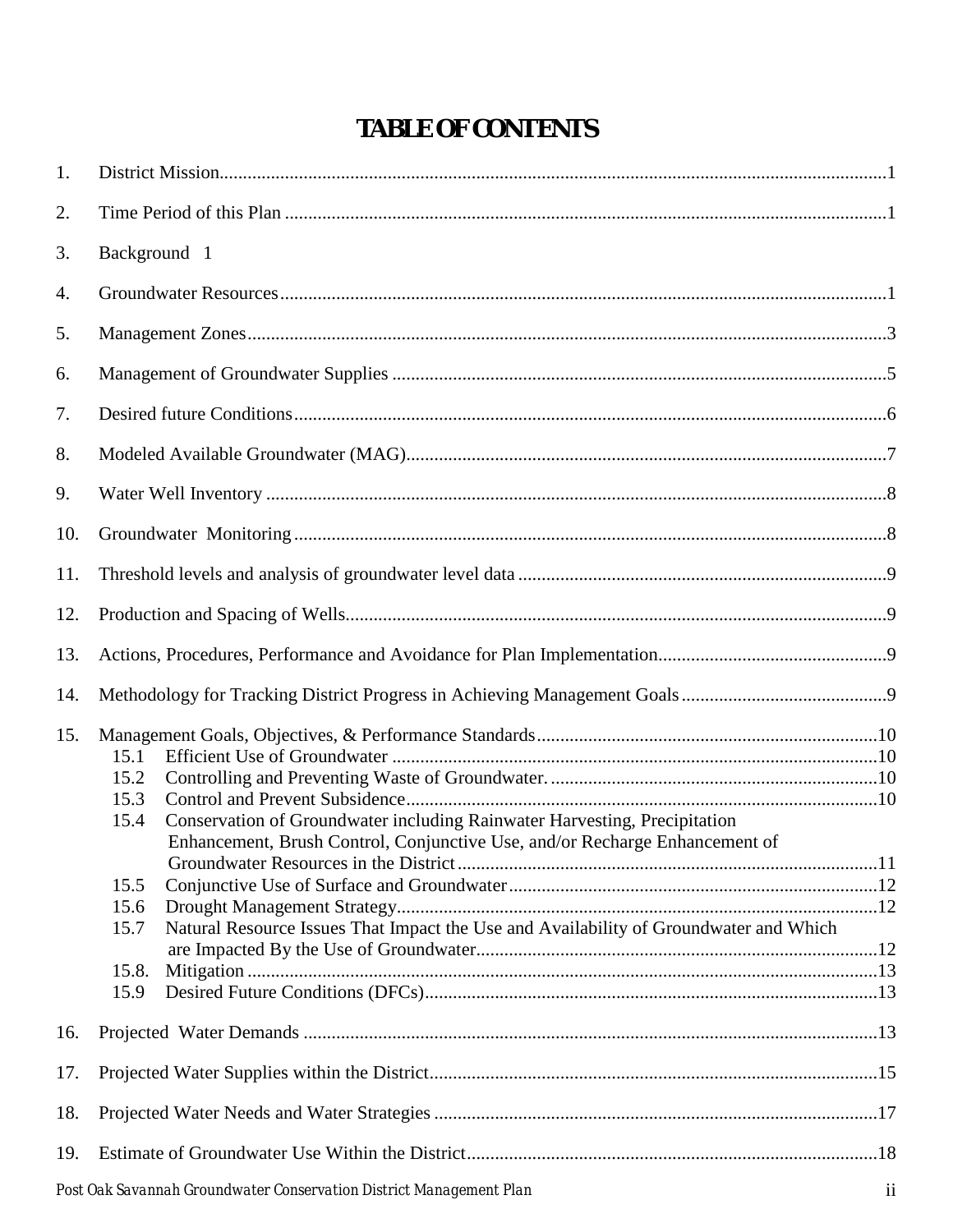# TABLE OF CONTENTS

1. District Mission .............................................................................................................................1
2. Time Period of this Plan ................................................................................................................1
3. Background 1
4. Groundwater Resources.................................................................................................................1
5. Management Zones........................................................................................................................3
6. Management of Groundwater Supplies .........................................................................................5
7. Desired future Conditions..............................................................................................................6
8. Modeled Available Groundwater (MAG)......................................................................................7
9. Water Well Inventory ....................................................................................................................8
10. Groundwater Monitoring ..............................................................................................................8
11. Threshold levels and analysis of groundwater level data ..............................................................9
12. Production and Spacing of Wells..................................................................................................9
13. Actions, Procedures, Performance and Avoidance for Plan Implementation.................................9
14. Methodology for Tracking District Progress in Achieving Management Goals ............................9
15. Management Goals, Objectives, & Performance Standards........................................................10
    - 15.1 Efficient Use of Groundwater ........................................................................................10
    - 15.2 Controlling and Preventing Waste of Groundwater. ......................................................10
    - 15.3 Control and Prevent Subsidence....................................................................................10
    - 15.4 Conservation of Groundwater including Rainwater Harvesting, Precipitation Enhancement, Brush Control, Conjunctive Use, and/or Recharge Enhancement of Groundwater Resources in the District .........................................................................11
    - 15.5 Conjunctive Use of Surface and Groundwater ..............................................................12
    - 15.6 Drought Management Strategy......................................................................................12
    - 15.7 Natural Resource Issues That Impact the Use and Availability of Groundwater and Which are Impacted By the Use of Groundwater......................................................................12
    - 15.8. Mitigation ......................................................................................................................13
    - 15.9 Desired Future Conditions (DFCs)................................................................................13
16. Projected Water Demands ..........................................................................................................13
17. Projected Water Supplies within the District...............................................................................15
18. Projected Water Needs and Water Strategies ..............................................................................17
19. Estimate of Groundwater Use Within the District.......................................................................18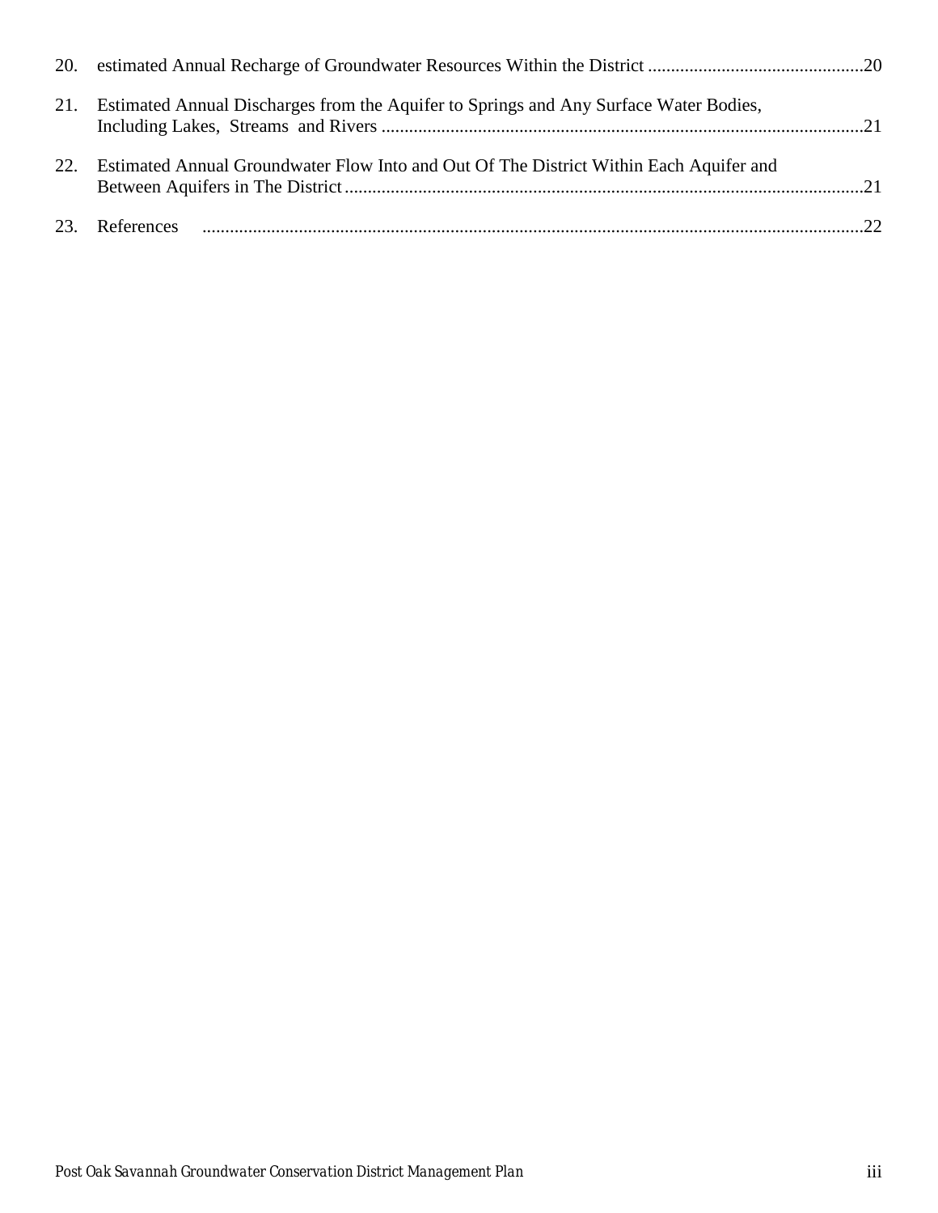20. estimated Annual Recharge of Groundwater Resources Within the District ....20

21. Estimated Annual Discharges from the Aquifer to Springs and Any Surface Water Bodies, Including Lakes, Streams and Rivers ....21

22. Estimated Annual Groundwater Flow Into and Out Of The District Within Each Aquifer and Between Aquifers in The District ....21

23. References ....22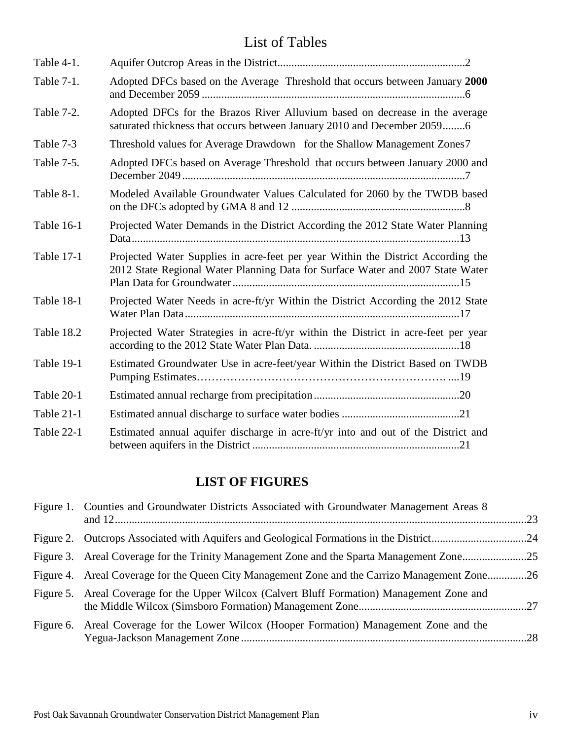# List of Tables

| | | |
|---|---|---|
| Table 4-1. | Aquifer Outcrop Areas in the District | 2 |
| Table 7-1. | Adopted DFCs based on the Average Threshold that occurs between January **2000** and December 2059 | 6 |
| Table 7-2. | Adopted DFCs for the Brazos River Alluvium based on decrease in the average saturated thickness that occurs between January 2010 and December 2059 | 6 |
| Table 7-3 | Threshold values for Average Drawdown for the Shallow Management Zones | 7 |
| Table 7-5. | Adopted DFCs based on Average Threshold that occurs between January 2000 and December 2049 | 7 |
| Table 8-1. | Modeled Available Groundwater Values Calculated for 2060 by the TWDB based on the DFCs adopted by GMA 8 and 12 | 8 |
| Table 16-1 | Projected Water Demands in the District According the 2012 State Water Planning Data | 13 |
| Table 17-1 | Projected Water Supplies in acre-feet per year Within the District According the 2012 State Regional Water Planning Data for Surface Water and 2007 State Water Plan Data for Groundwater | 15 |
| Table 18-1 | Projected Water Needs in acre-ft/yr Within the District According the 2012 State Water Plan Data | 17 |
| Table 18.2 | Projected Water Strategies in acre-ft/yr within the District in acre-feet per year according to the 2012 State Water Plan Data. | 18 |
| Table 19-1 | Estimated Groundwater Use in acre-feet/year Within the District Based on TWDB Pumping Estimates | 19 |
| Table 20-1 | Estimated annual recharge from precipitation | 20 |
| Table 21-1 | Estimated annual discharge to surface water bodies | 21 |
| Table 22-1 | Estimated annual aquifer discharge in acre-ft/yr into and out of the District and between aquifers in the District | 21 |

## LIST OF FIGURES

| | | |
|---|---|---|
| Figure 1. | Counties and Groundwater Districts Associated with Groundwater Management Areas 8 and 12 | 23 |
| Figure 2. | Outcrops Associated with Aquifers and Geological Formations in the District | 24 |
| Figure 3. | Areal Coverage for the Trinity Management Zone and the Sparta Management Zone | 25 |
| Figure 4. | Areal Coverage for the Queen City Management Zone and the Carrizo Management Zone | 26 |
| Figure 5. | Areal Coverage for the Upper Wilcox (Calvert Bluff Formation) Management Zone and the Middle Wilcox (Simsboro Formation) Management Zone | 27 |
| Figure 6. | Areal Coverage for the Lower Wilcox (Hooper Formation) Management Zone and the Yegua-Jackson Management Zone | 28 |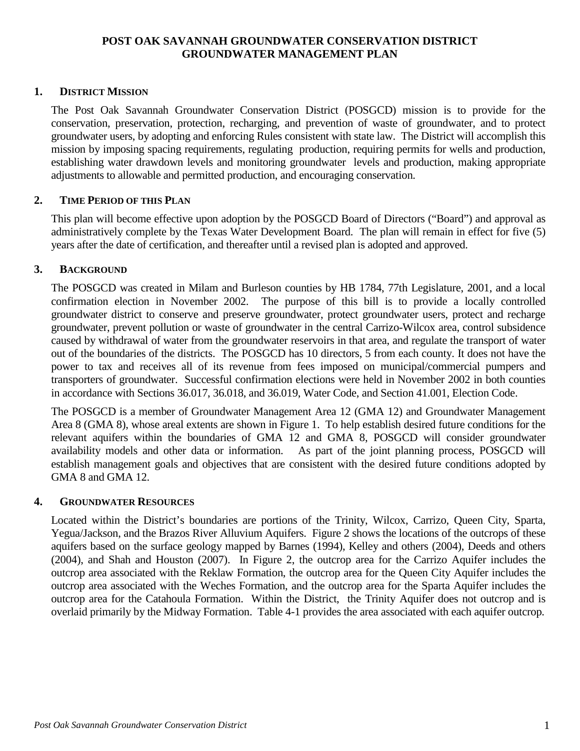# POST OAK SAVANNAH GROUNDWATER CONSERVATION DISTRICT GROUNDWATER MANAGEMENT PLAN

## 1. DISTRICT MISSION

The Post Oak Savannah Groundwater Conservation District (POSGCD) mission is to provide for the conservation, preservation, protection, recharging, and prevention of waste of groundwater, and to protect groundwater users, by adopting and enforcing Rules consistent with state law. The District will accomplish this mission by imposing spacing requirements, regulating production, requiring permits for wells and production, establishing water drawdown levels and monitoring groundwater levels and production, making appropriate adjustments to allowable and permitted production, and encouraging conservation.

## 2. TIME PERIOD OF THIS PLAN

This plan will become effective upon adoption by the POSGCD Board of Directors ("Board") and approval as administratively complete by the Texas Water Development Board. The plan will remain in effect for five (5) years after the date of certification, and thereafter until a revised plan is adopted and approved.

## 3. BACKGROUND

The POSGCD was created in Milam and Burleson counties by HB 1784, 77th Legislature, 2001, and a local confirmation election in November 2002. The purpose of this bill is to provide a locally controlled groundwater district to conserve and preserve groundwater, protect groundwater users, protect and recharge groundwater, prevent pollution or waste of groundwater in the central Carrizo-Wilcox area, control subsidence caused by withdrawal of water from the groundwater reservoirs in that area, and regulate the transport of water out of the boundaries of the districts. The POSGCD has 10 directors, 5 from each county. It does not have the power to tax and receives all of its revenue from fees imposed on municipal/commercial pumpers and transporters of groundwater. Successful confirmation elections were held in November 2002 in both counties in accordance with Sections 36.017, 36.018, and 36.019, Water Code, and Section 41.001, Election Code.

The POSGCD is a member of Groundwater Management Area 12 (GMA 12) and Groundwater Management Area 8 (GMA 8), whose areal extents are shown in Figure 1. To help establish desired future conditions for the relevant aquifers within the boundaries of GMA 12 and GMA 8, POSGCD will consider groundwater availability models and other data or information. As part of the joint planning process, POSGCD will establish management goals and objectives that are consistent with the desired future conditions adopted by GMA 8 and GMA 12.

## 4. GROUNDWATER RESOURCES

Located within the District's boundaries are portions of the Trinity, Wilcox, Carrizo, Queen City, Sparta, Yegua/Jackson, and the Brazos River Alluvium Aquifers. Figure 2 shows the locations of the outcrops of these aquifers based on the surface geology mapped by Barnes (1994), Kelley and others (2004), Deeds and others (2004), and Shah and Houston (2007). In Figure 2, the outcrop area for the Carrizo Aquifer includes the outcrop area associated with the Reklaw Formation, the outcrop area for the Queen City Aquifer includes the outcrop area associated with the Weches Formation, and the outcrop area for the Sparta Aquifer includes the outcrop area for the Catahoula Formation. Within the District, the Trinity Aquifer does not outcrop and is overlaid primarily by the Midway Formation. Table 4-1 provides the area associated with each aquifer outcrop.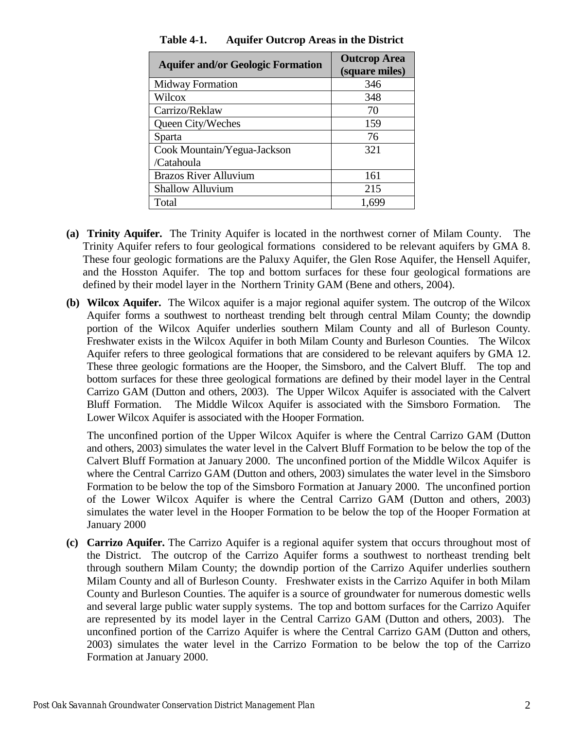**Table 4-1. Aquifer Outcrop Areas in the District**

| Aquifer and/or Geologic Formation | Outcrop Area (square miles) |
|---|---|
| Midway Formation | 346 |
| Wilcox | 348 |
| Carrizo/Reklaw | 70 |
| Queen City/Weches | 159 |
| Sparta | 76 |
| Cook Mountain/Yegua-Jackson /Catahoula | 321 |
| Brazos River Alluvium | 161 |
| Shallow Alluvium | 215 |
| Total | 1,699 |

**(a) Trinity Aquifer.** The Trinity Aquifer is located in the northwest corner of Milam County. The Trinity Aquifer refers to four geological formations considered to be relevant aquifers by GMA 8. These four geologic formations are the Paluxy Aquifer, the Glen Rose Aquifer, the Hensell Aquifer, and the Hosston Aquifer. The top and bottom surfaces for these four geological formations are defined by their model layer in the Northern Trinity GAM (Bene and others, 2004).

**(b) Wilcox Aquifer.** The Wilcox aquifer is a major regional aquifer system. The outcrop of the Wilcox Aquifer forms a southwest to northeast trending belt through central Milam County; the downdip portion of the Wilcox Aquifer underlies southern Milam County and all of Burleson County. Freshwater exists in the Wilcox Aquifer in both Milam County and Burleson Counties. The Wilcox Aquifer refers to three geological formations that are considered to be relevant aquifers by GMA 12. These three geologic formations are the Hooper, the Simsboro, and the Calvert Bluff. The top and bottom surfaces for these three geological formations are defined by their model layer in the Central Carrizo GAM (Dutton and others, 2003). The Upper Wilcox Aquifer is associated with the Calvert Bluff Formation. The Middle Wilcox Aquifer is associated with the Simsboro Formation. The Lower Wilcox Aquifer is associated with the Hooper Formation.

The unconfined portion of the Upper Wilcox Aquifer is where the Central Carrizo GAM (Dutton and others, 2003) simulates the water level in the Calvert Bluff Formation to be below the top of the Calvert Bluff Formation at January 2000. The unconfined portion of the Middle Wilcox Aquifer is where the Central Carrizo GAM (Dutton and others, 2003) simulates the water level in the Simsboro Formation to be below the top of the Simsboro Formation at January 2000. The unconfined portion of the Lower Wilcox Aquifer is where the Central Carrizo GAM (Dutton and others, 2003) simulates the water level in the Hooper Formation to be below the top of the Hooper Formation at January 2000

**(c) Carrizo Aquifer.** The Carrizo Aquifer is a regional aquifer system that occurs throughout most of the District. The outcrop of the Carrizo Aquifer forms a southwest to northeast trending belt through southern Milam County; the downdip portion of the Carrizo Aquifer underlies southern Milam County and all of Burleson County. Freshwater exists in the Carrizo Aquifer in both Milam County and Burleson Counties. The aquifer is a source of groundwater for numerous domestic wells and several large public water supply systems. The top and bottom surfaces for the Carrizo Aquifer are represented by its model layer in the Central Carrizo GAM (Dutton and others, 2003). The unconfined portion of the Carrizo Aquifer is where the Central Carrizo GAM (Dutton and others, 2003) simulates the water level in the Carrizo Formation to be below the top of the Carrizo Formation at January 2000.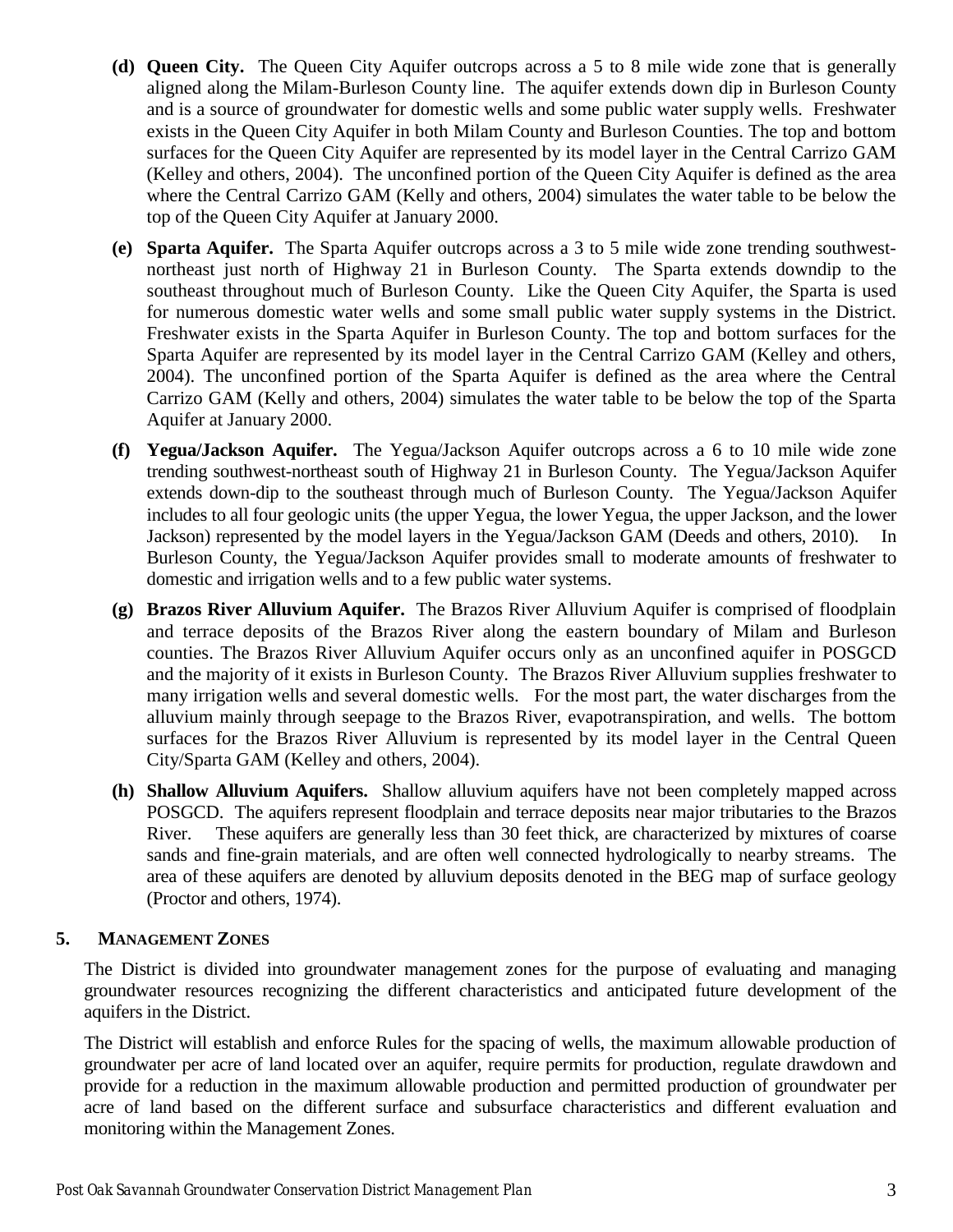- **(d) Queen City.** The Queen City Aquifer outcrops across a 5 to 8 mile wide zone that is generally aligned along the Milam-Burleson County line. The aquifer extends down dip in Burleson County and is a source of groundwater for domestic wells and some public water supply wells. Freshwater exists in the Queen City Aquifer in both Milam County and Burleson Counties. The top and bottom surfaces for the Queen City Aquifer are represented by its model layer in the Central Carrizo GAM (Kelley and others, 2004). The unconfined portion of the Queen City Aquifer is defined as the area where the Central Carrizo GAM (Kelly and others, 2004) simulates the water table to be below the top of the Queen City Aquifer at January 2000.

- **(e) Sparta Aquifer.** The Sparta Aquifer outcrops across a 3 to 5 mile wide zone trending southwest-northeast just north of Highway 21 in Burleson County. The Sparta extends downdip to the southeast throughout much of Burleson County. Like the Queen City Aquifer, the Sparta is used for numerous domestic water wells and some small public water supply systems in the District. Freshwater exists in the Sparta Aquifer in Burleson County. The top and bottom surfaces for the Sparta Aquifer are represented by its model layer in the Central Carrizo GAM (Kelley and others, 2004). The unconfined portion of the Sparta Aquifer is defined as the area where the Central Carrizo GAM (Kelly and others, 2004) simulates the water table to be below the top of the Sparta Aquifer at January 2000.

- **(f) Yegua/Jackson Aquifer.** The Yegua/Jackson Aquifer outcrops across a 6 to 10 mile wide zone trending southwest-northeast south of Highway 21 in Burleson County. The Yegua/Jackson Aquifer extends down-dip to the southeast through much of Burleson County. The Yegua/Jackson Aquifer includes to all four geologic units (the upper Yegua, the lower Yegua, the upper Jackson, and the lower Jackson) represented by the model layers in the Yegua/Jackson GAM (Deeds and others, 2010). In Burleson County, the Yegua/Jackson Aquifer provides small to moderate amounts of freshwater to domestic and irrigation wells and to a few public water systems.

- **(g) Brazos River Alluvium Aquifer.** The Brazos River Alluvium Aquifer is comprised of floodplain and terrace deposits of the Brazos River along the eastern boundary of Milam and Burleson counties. The Brazos River Alluvium Aquifer occurs only as an unconfined aquifer in POSGCD and the majority of it exists in Burleson County. The Brazos River Alluvium supplies freshwater to many irrigation wells and several domestic wells. For the most part, the water discharges from the alluvium mainly through seepage to the Brazos River, evapotranspiration, and wells. The bottom surfaces for the Brazos River Alluvium is represented by its model layer in the Central Queen City/Sparta GAM (Kelley and others, 2004).

- **(h) Shallow Alluvium Aquifers.** Shallow alluvium aquifers have not been completely mapped across POSGCD. The aquifers represent floodplain and terrace deposits near major tributaries to the Brazos River. These aquifers are generally less than 30 feet thick, are characterized by mixtures of coarse sands and fine-grain materials, and are often well connected hydrologically to nearby streams. The area of these aquifers are denoted by alluvium deposits denoted in the BEG map of surface geology (Proctor and others, 1974).

## 5. MANAGEMENT ZONES

The District is divided into groundwater management zones for the purpose of evaluating and managing groundwater resources recognizing the different characteristics and anticipated future development of the aquifers in the District.

The District will establish and enforce Rules for the spacing of wells, the maximum allowable production of groundwater per acre of land located over an aquifer, require permits for production, regulate drawdown and provide for a reduction in the maximum allowable production and permitted production of groundwater per acre of land based on the different surface and subsurface characteristics and different evaluation and monitoring within the Management Zones.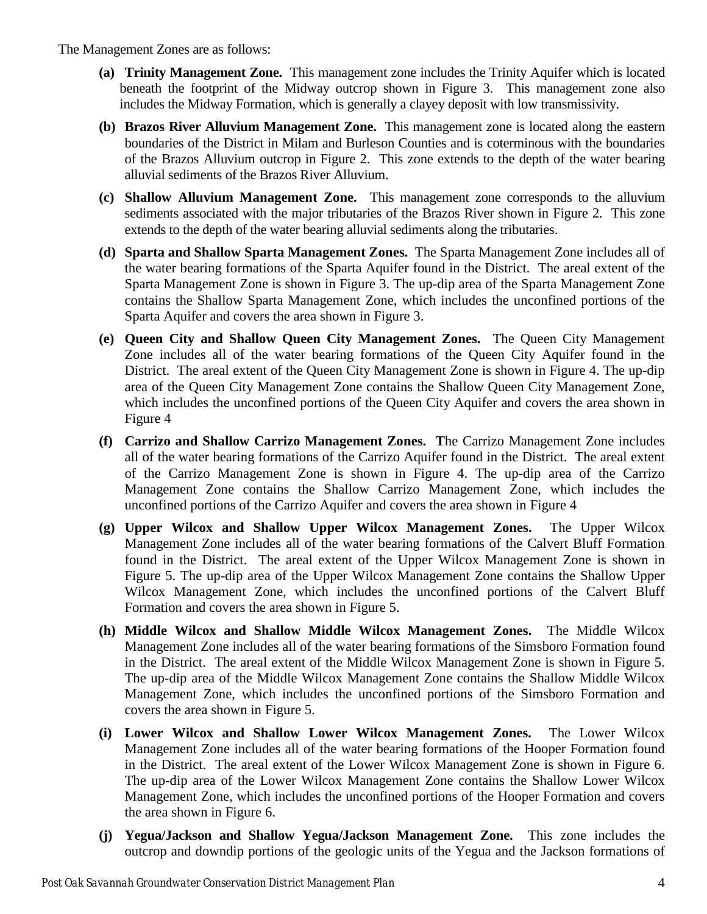The Management Zones are as follows:

**(a) Trinity Management Zone.** This management zone includes the Trinity Aquifer which is located beneath the footprint of the Midway outcrop shown in Figure 3. This management zone also includes the Midway Formation, which is generally a clayey deposit with low transmissivity.

**(b) Brazos River Alluvium Management Zone.** This management zone is located along the eastern boundaries of the District in Milam and Burleson Counties and is coterminous with the boundaries of the Brazos Alluvium outcrop in Figure 2. This zone extends to the depth of the water bearing alluvial sediments of the Brazos River Alluvium.

**(c) Shallow Alluvium Management Zone.** This management zone corresponds to the alluvium sediments associated with the major tributaries of the Brazos River shown in Figure 2. This zone extends to the depth of the water bearing alluvial sediments along the tributaries.

**(d) Sparta and Shallow Sparta Management Zones.** The Sparta Management Zone includes all of the water bearing formations of the Sparta Aquifer found in the District. The areal extent of the Sparta Management Zone is shown in Figure 3. The up-dip area of the Sparta Management Zone contains the Shallow Sparta Management Zone, which includes the unconfined portions of the Sparta Aquifer and covers the area shown in Figure 3.

**(e) Queen City and Shallow Queen City Management Zones.** The Queen City Management Zone includes all of the water bearing formations of the Queen City Aquifer found in the District. The areal extent of the Queen City Management Zone is shown in Figure 4. The up-dip area of the Queen City Management Zone contains the Shallow Queen City Management Zone, which includes the unconfined portions of the Queen City Aquifer and covers the area shown in Figure 4

**(f) Carrizo and Shallow Carrizo Management Zones. T**he Carrizo Management Zone includes all of the water bearing formations of the Carrizo Aquifer found in the District. The areal extent of the Carrizo Management Zone is shown in Figure 4. The up-dip area of the Carrizo Management Zone contains the Shallow Carrizo Management Zone, which includes the unconfined portions of the Carrizo Aquifer and covers the area shown in Figure 4

**(g) Upper Wilcox and Shallow Upper Wilcox Management Zones.** The Upper Wilcox Management Zone includes all of the water bearing formations of the Calvert Bluff Formation found in the District. The areal extent of the Upper Wilcox Management Zone is shown in Figure 5. The up-dip area of the Upper Wilcox Management Zone contains the Shallow Upper Wilcox Management Zone, which includes the unconfined portions of the Calvert Bluff Formation and covers the area shown in Figure 5.

**(h) Middle Wilcox and Shallow Middle Wilcox Management Zones.** The Middle Wilcox Management Zone includes all of the water bearing formations of the Simsboro Formation found in the District. The areal extent of the Middle Wilcox Management Zone is shown in Figure 5. The up-dip area of the Middle Wilcox Management Zone contains the Shallow Middle Wilcox Management Zone, which includes the unconfined portions of the Simsboro Formation and covers the area shown in Figure 5.

**(i) Lower Wilcox and Shallow Lower Wilcox Management Zones.** The Lower Wilcox Management Zone includes all of the water bearing formations of the Hooper Formation found in the District. The areal extent of the Lower Wilcox Management Zone is shown in Figure 6. The up-dip area of the Lower Wilcox Management Zone contains the Shallow Lower Wilcox Management Zone, which includes the unconfined portions of the Hooper Formation and covers the area shown in Figure 6.

**(j) Yegua/Jackson and Shallow Yegua/Jackson Management Zone.** This zone includes the outcrop and downdip portions of the geologic units of the Yegua and the Jackson formations of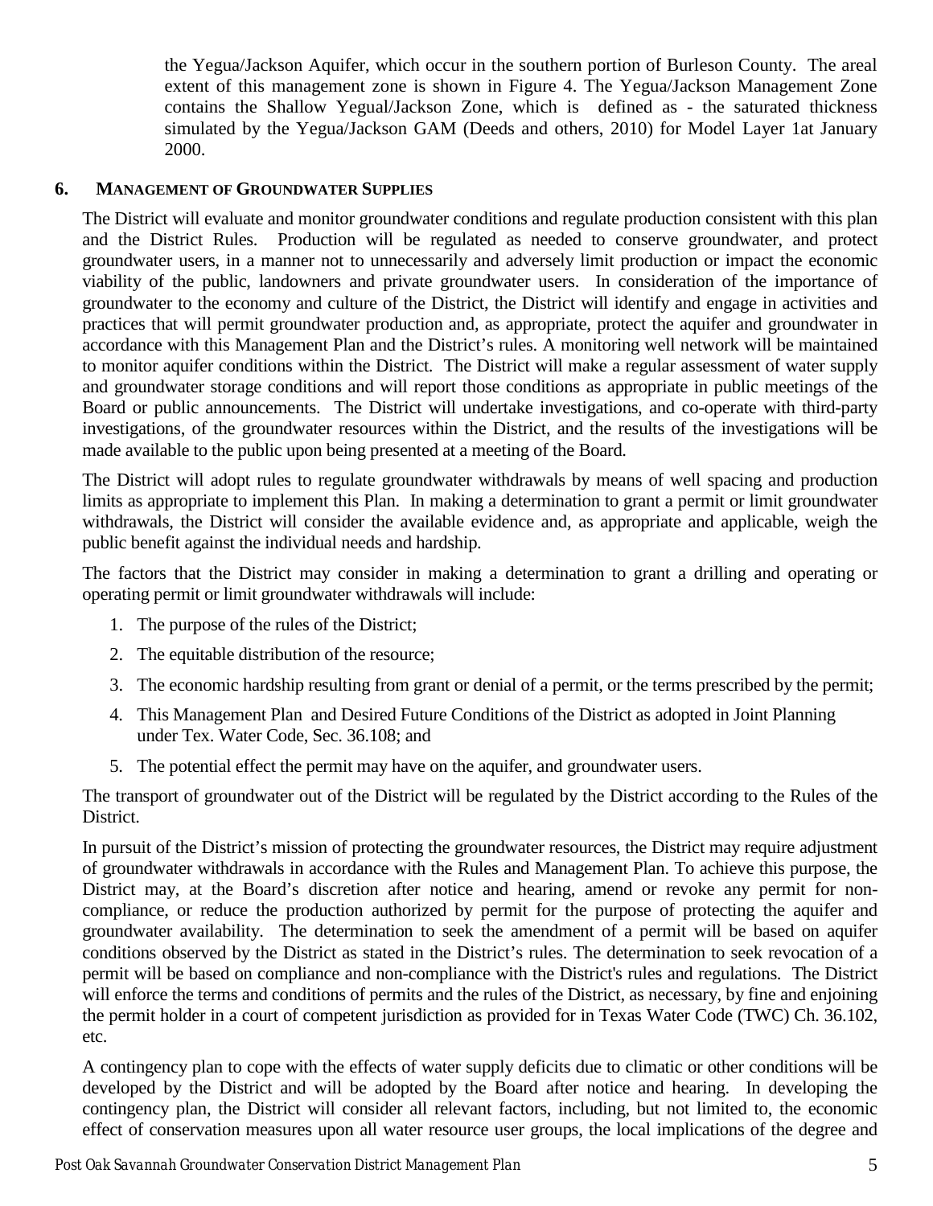the Yegua/Jackson Aquifer, which occur in the southern portion of Burleson County. The areal extent of this management zone is shown in Figure 4. The Yegua/Jackson Management Zone contains the Shallow Yegual/Jackson Zone, which is defined as - the saturated thickness simulated by the Yegua/Jackson GAM (Deeds and others, 2010) for Model Layer 1at January 2000.

## 6. MANAGEMENT OF GROUNDWATER SUPPLIES

The District will evaluate and monitor groundwater conditions and regulate production consistent with this plan and the District Rules. Production will be regulated as needed to conserve groundwater, and protect groundwater users, in a manner not to unnecessarily and adversely limit production or impact the economic viability of the public, landowners and private groundwater users. In consideration of the importance of groundwater to the economy and culture of the District, the District will identify and engage in activities and practices that will permit groundwater production and, as appropriate, protect the aquifer and groundwater in accordance with this Management Plan and the District's rules. A monitoring well network will be maintained to monitor aquifer conditions within the District. The District will make a regular assessment of water supply and groundwater storage conditions and will report those conditions as appropriate in public meetings of the Board or public announcements. The District will undertake investigations, and co-operate with third-party investigations, of the groundwater resources within the District, and the results of the investigations will be made available to the public upon being presented at a meeting of the Board.

The District will adopt rules to regulate groundwater withdrawals by means of well spacing and production limits as appropriate to implement this Plan. In making a determination to grant a permit or limit groundwater withdrawals, the District will consider the available evidence and, as appropriate and applicable, weigh the public benefit against the individual needs and hardship.

The factors that the District may consider in making a determination to grant a drilling and operating or operating permit or limit groundwater withdrawals will include:

1. The purpose of the rules of the District;
2. The equitable distribution of the resource;
3. The economic hardship resulting from grant or denial of a permit, or the terms prescribed by the permit;
4. This Management Plan and Desired Future Conditions of the District as adopted in Joint Planning under Tex. Water Code, Sec. 36.108; and
5. The potential effect the permit may have on the aquifer, and groundwater users.

The transport of groundwater out of the District will be regulated by the District according to the Rules of the District.

In pursuit of the District's mission of protecting the groundwater resources, the District may require adjustment of groundwater withdrawals in accordance with the Rules and Management Plan. To achieve this purpose, the District may, at the Board's discretion after notice and hearing, amend or revoke any permit for non-compliance, or reduce the production authorized by permit for the purpose of protecting the aquifer and groundwater availability. The determination to seek the amendment of a permit will be based on aquifer conditions observed by the District as stated in the District's rules. The determination to seek revocation of a permit will be based on compliance and non-compliance with the District's rules and regulations. The District will enforce the terms and conditions of permits and the rules of the District, as necessary, by fine and enjoining the permit holder in a court of competent jurisdiction as provided for in Texas Water Code (TWC) Ch. 36.102, etc.

A contingency plan to cope with the effects of water supply deficits due to climatic or other conditions will be developed by the District and will be adopted by the Board after notice and hearing. In developing the contingency plan, the District will consider all relevant factors, including, but not limited to, the economic effect of conservation measures upon all water resource user groups, the local implications of the degree and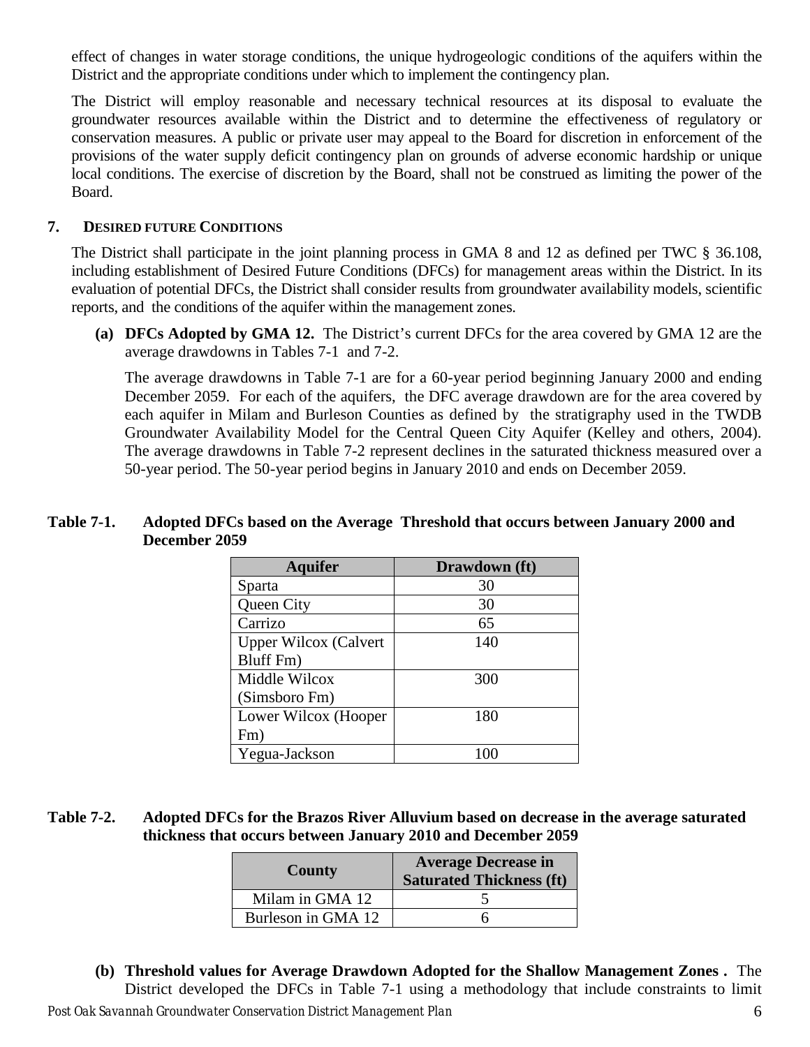effect of changes in water storage conditions, the unique hydrogeologic conditions of the aquifers within the District and the appropriate conditions under which to implement the contingency plan.

The District will employ reasonable and necessary technical resources at its disposal to evaluate the groundwater resources available within the District and to determine the effectiveness of regulatory or conservation measures. A public or private user may appeal to the Board for discretion in enforcement of the provisions of the water supply deficit contingency plan on grounds of adverse economic hardship or unique local conditions. The exercise of discretion by the Board, shall not be construed as limiting the power of the Board.

## 7. DESIRED FUTURE CONDITIONS

The District shall participate in the joint planning process in GMA 8 and 12 as defined per TWC § 36.108, including establishment of Desired Future Conditions (DFCs) for management areas within the District. In its evaluation of potential DFCs, the District shall consider results from groundwater availability models, scientific reports, and the conditions of the aquifer within the management zones.

**(a) DFCs Adopted by GMA 12.** The District's current DFCs for the area covered by GMA 12 are the average drawdowns in Tables 7-1 and 7-2.

The average drawdowns in Table 7-1 are for a 60-year period beginning January 2000 and ending December 2059. For each of the aquifers, the DFC average drawdown are for the area covered by each aquifer in Milam and Burleson Counties as defined by the stratigraphy used in the TWDB Groundwater Availability Model for the Central Queen City Aquifer (Kelley and others, 2004). The average drawdowns in Table 7-2 represent declines in the saturated thickness measured over a 50-year period. The 50-year period begins in January 2010 and ends on December 2059.

**Table 7-1. Adopted DFCs based on the Average Threshold that occurs between January 2000 and December 2059**

| Aquifer | Drawdown (ft) |
|---|---|
| Sparta | 30 |
| Queen City | 30 |
| Carrizo | 65 |
| Upper Wilcox (Calvert Bluff Fm) | 140 |
| Middle Wilcox (Simsboro Fm) | 300 |
| Lower Wilcox (Hooper Fm) | 180 |
| Yegua-Jackson | 100 |

**Table 7-2. Adopted DFCs for the Brazos River Alluvium based on decrease in the average saturated thickness that occurs between January 2010 and December 2059**

| County | Average Decrease in Saturated Thickness (ft) |
|---|---|
| Milam in GMA 12 | 5 |
| Burleson in GMA 12 | 6 |

**(b) Threshold values for Average Drawdown Adopted for the Shallow Management Zones .** The District developed the DFCs in Table 7-1 using a methodology that include constraints to limit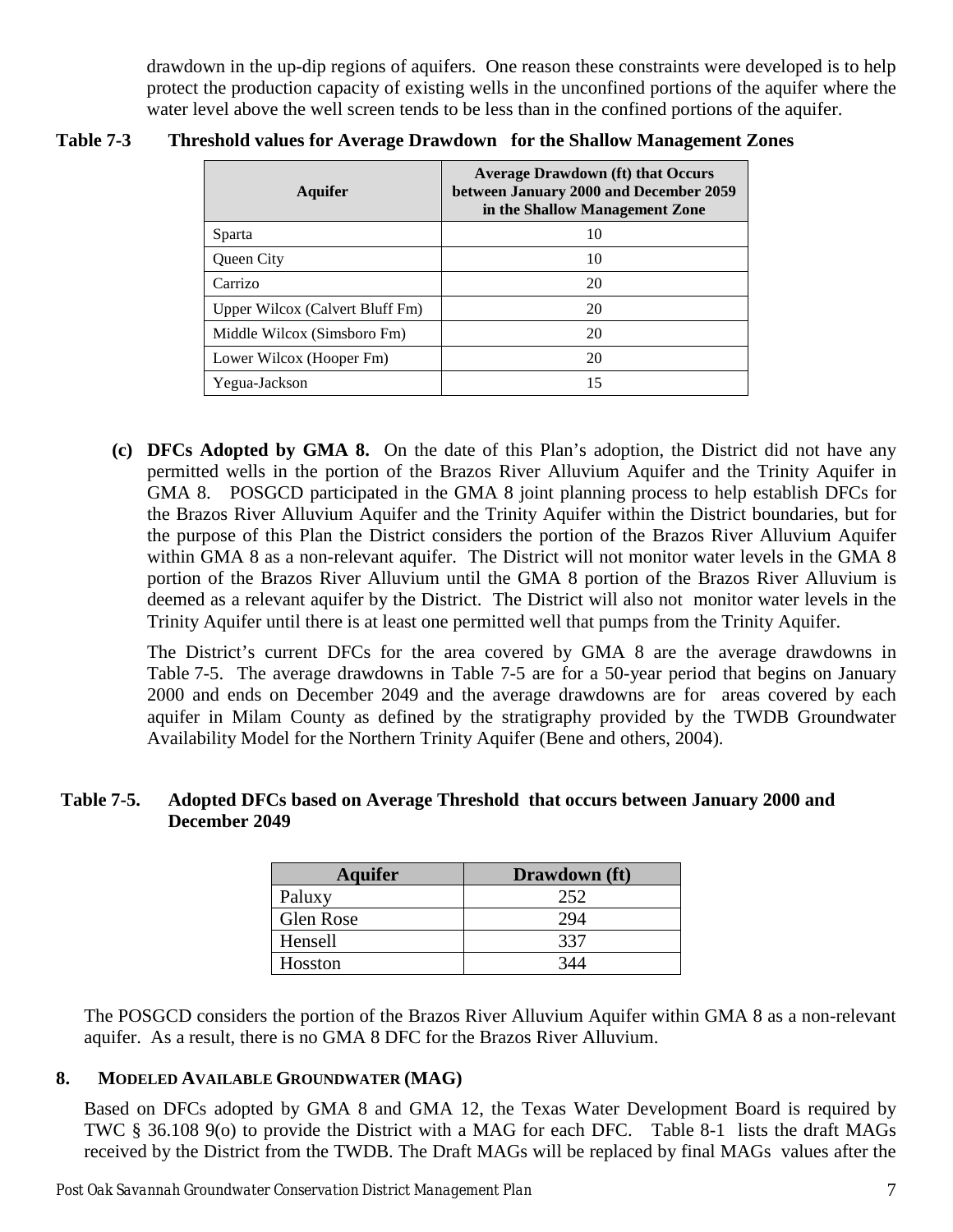drawdown in the up-dip regions of aquifers. One reason these constraints were developed is to help protect the production capacity of existing wells in the unconfined portions of the aquifer where the water level above the well screen tends to be less than in the confined portions of the aquifer.

**Table 7-3 Threshold values for Average Drawdown for the Shallow Management Zones**

| Aquifer | Average Drawdown (ft) that Occurs between January 2000 and December 2059 in the Shallow Management Zone |
|---|---|
| Sparta | 10 |
| Queen City | 10 |
| Carrizo | 20 |
| Upper Wilcox (Calvert Bluff Fm) | 20 |
| Middle Wilcox (Simsboro Fm) | 20 |
| Lower Wilcox (Hooper Fm) | 20 |
| Yegua-Jackson | 15 |

**(c) DFCs Adopted by GMA 8.** On the date of this Plan's adoption, the District did not have any permitted wells in the portion of the Brazos River Alluvium Aquifer and the Trinity Aquifer in GMA 8. POSGCD participated in the GMA 8 joint planning process to help establish DFCs for the Brazos River Alluvium Aquifer and the Trinity Aquifer within the District boundaries, but for the purpose of this Plan the District considers the portion of the Brazos River Alluvium Aquifer within GMA 8 as a non-relevant aquifer. The District will not monitor water levels in the GMA 8 portion of the Brazos River Alluvium until the GMA 8 portion of the Brazos River Alluvium is deemed as a relevant aquifer by the District. The District will also not monitor water levels in the Trinity Aquifer until there is at least one permitted well that pumps from the Trinity Aquifer.

The District's current DFCs for the area covered by GMA 8 are the average drawdowns in Table 7-5. The average drawdowns in Table 7-5 are for a 50-year period that begins on January 2000 and ends on December 2049 and the average drawdowns are for areas covered by each aquifer in Milam County as defined by the stratigraphy provided by the TWDB Groundwater Availability Model for the Northern Trinity Aquifer (Bene and others, 2004).

**Table 7-5. Adopted DFCs based on Average Threshold that occurs between January 2000 and December 2049**

| Aquifer | Drawdown (ft) |
|---|---|
| Paluxy | 252 |
| Glen Rose | 294 |
| Hensell | 337 |
| Hosston | 344 |

The POSGCD considers the portion of the Brazos River Alluvium Aquifer within GMA 8 as a non-relevant aquifer. As a result, there is no GMA 8 DFC for the Brazos River Alluvium.

## 8. MODELED AVAILABLE GROUNDWATER (MAG)

Based on DFCs adopted by GMA 8 and GMA 12, the Texas Water Development Board is required by TWC § 36.108 9(o) to provide the District with a MAG for each DFC. Table 8-1 lists the draft MAGs received by the District from the TWDB. The Draft MAGs will be replaced by final MAGs values after the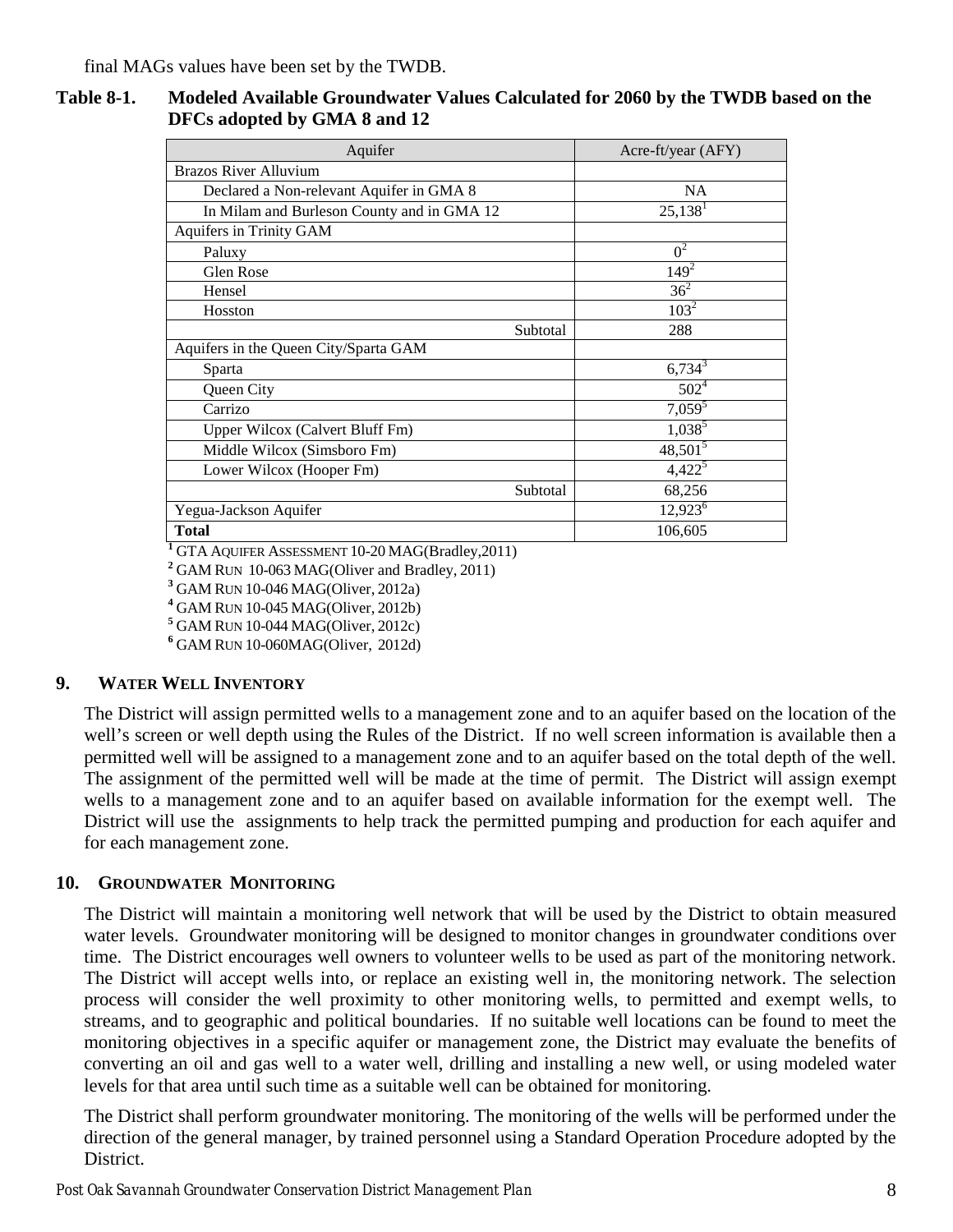final MAGs values have been set by the TWDB.

**Table 8-1. Modeled Available Groundwater Values Calculated for 2060 by the TWDB based on the DFCs adopted by GMA 8 and 12**

| Aquifer | Acre-ft/year (AFY) |
|---|---|
| Brazos River Alluvium | |
| Declared a Non-relevant Aquifer in GMA 8 | NA |
| In Milam and Burleson County and in GMA 12 | 25,138[1] |
| Aquifers in Trinity GAM | |
| Paluxy | 0[2] |
| Glen Rose | 149[2] |
| Hensel | 36[2] |
| Hosston | 103[2] |
| Subtotal | 288 |
| Aquifers in the Queen City/Sparta GAM | |
| Sparta | 6,734[3] |
| Queen City | 502[4] |
| Carrizo | 7,059[5] |
| Upper Wilcox (Calvert Bluff Fm) | 1,038[5] |
| Middle Wilcox (Simsboro Fm) | 48,501[5] |
| Lower Wilcox (Hooper Fm) | 4,422[5] |
| Subtotal | 68,256 |
| Yegua-Jackson Aquifer | 12,923[6] |
| **Total** | 106,605 |

[1] GTA AQUIFER ASSESSMENT 10-20 MAG(Bradley,2011)
[2] GAM RUN 10-063 MAG(Oliver and Bradley, 2011)
[3] GAM RUN 10-046 MAG(Oliver, 2012a)
[4] GAM RUN 10-045 MAG(Oliver, 2012b)
[5] GAM RUN 10-044 MAG(Oliver, 2012c)
[6] GAM RUN 10-060MAG(Oliver, 2012d)

## 9. WATER WELL INVENTORY

The District will assign permitted wells to a management zone and to an aquifer based on the location of the well's screen or well depth using the Rules of the District. If no well screen information is available then a permitted well will be assigned to a management zone and to an aquifer based on the total depth of the well. The assignment of the permitted well will be made at the time of permit. The District will assign exempt wells to a management zone and to an aquifer based on available information for the exempt well. The District will use the assignments to help track the permitted pumping and production for each aquifer and for each management zone.

## 10. GROUNDWATER MONITORING

The District will maintain a monitoring well network that will be used by the District to obtain measured water levels. Groundwater monitoring will be designed to monitor changes in groundwater conditions over time. The District encourages well owners to volunteer wells to be used as part of the monitoring network. The District will accept wells into, or replace an existing well in, the monitoring network. The selection process will consider the well proximity to other monitoring wells, to permitted and exempt wells, to streams, and to geographic and political boundaries. If no suitable well locations can be found to meet the monitoring objectives in a specific aquifer or management zone, the District may evaluate the benefits of converting an oil and gas well to a water well, drilling and installing a new well, or using modeled water levels for that area until such time as a suitable well can be obtained for monitoring.

The District shall perform groundwater monitoring. The monitoring of the wells will be performed under the direction of the general manager, by trained personnel using a Standard Operation Procedure adopted by the District.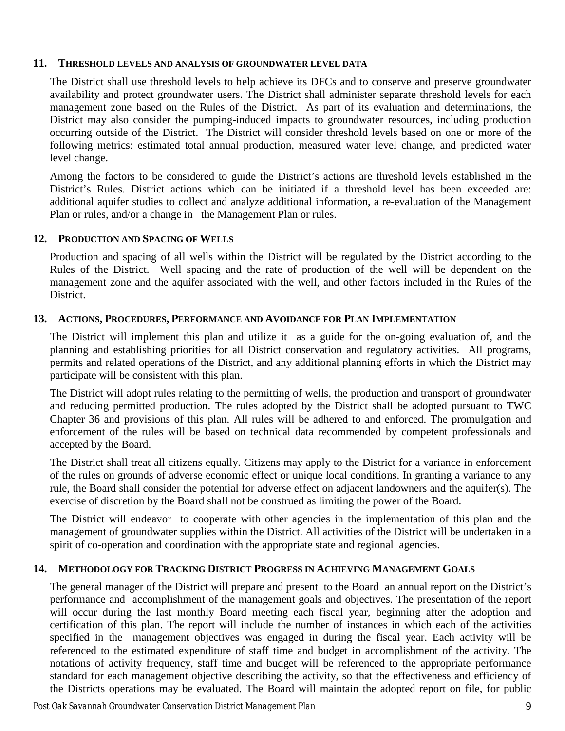## 11. THRESHOLD LEVELS AND ANALYSIS OF GROUNDWATER LEVEL DATA

The District shall use threshold levels to help achieve its DFCs and to conserve and preserve groundwater availability and protect groundwater users. The District shall administer separate threshold levels for each management zone based on the Rules of the District. As part of its evaluation and determinations, the District may also consider the pumping-induced impacts to groundwater resources, including production occurring outside of the District. The District will consider threshold levels based on one or more of the following metrics: estimated total annual production, measured water level change, and predicted water level change.

Among the factors to be considered to guide the District's actions are threshold levels established in the District's Rules. District actions which can be initiated if a threshold level has been exceeded are: additional aquifer studies to collect and analyze additional information, a re-evaluation of the Management Plan or rules, and/or a change in the Management Plan or rules.

## 12. PRODUCTION AND SPACING OF WELLS

Production and spacing of all wells within the District will be regulated by the District according to the Rules of the District. Well spacing and the rate of production of the well will be dependent on the management zone and the aquifer associated with the well, and other factors included in the Rules of the District.

## 13. ACTIONS, PROCEDURES, PERFORMANCE AND AVOIDANCE FOR PLAN IMPLEMENTATION

The District will implement this plan and utilize it as a guide for the on-going evaluation of, and the planning and establishing priorities for all District conservation and regulatory activities. All programs, permits and related operations of the District, and any additional planning efforts in which the District may participate will be consistent with this plan.

The District will adopt rules relating to the permitting of wells, the production and transport of groundwater and reducing permitted production. The rules adopted by the District shall be adopted pursuant to TWC Chapter 36 and provisions of this plan. All rules will be adhered to and enforced. The promulgation and enforcement of the rules will be based on technical data recommended by competent professionals and accepted by the Board.

The District shall treat all citizens equally. Citizens may apply to the District for a variance in enforcement of the rules on grounds of adverse economic effect or unique local conditions. In granting a variance to any rule, the Board shall consider the potential for adverse effect on adjacent landowners and the aquifer(s). The exercise of discretion by the Board shall not be construed as limiting the power of the Board.

The District will endeavor to cooperate with other agencies in the implementation of this plan and the management of groundwater supplies within the District. All activities of the District will be undertaken in a spirit of co-operation and coordination with the appropriate state and regional agencies.

## 14. METHODOLOGY FOR TRACKING DISTRICT PROGRESS IN ACHIEVING MANAGEMENT GOALS

The general manager of the District will prepare and present to the Board an annual report on the District's performance and accomplishment of the management goals and objectives. The presentation of the report will occur during the last monthly Board meeting each fiscal year, beginning after the adoption and certification of this plan. The report will include the number of instances in which each of the activities specified in the management objectives was engaged in during the fiscal year. Each activity will be referenced to the estimated expenditure of staff time and budget in accomplishment of the activity. The notations of activity frequency, staff time and budget will be referenced to the appropriate performance standard for each management objective describing the activity, so that the effectiveness and efficiency of the Districts operations may be evaluated. The Board will maintain the adopted report on file, for public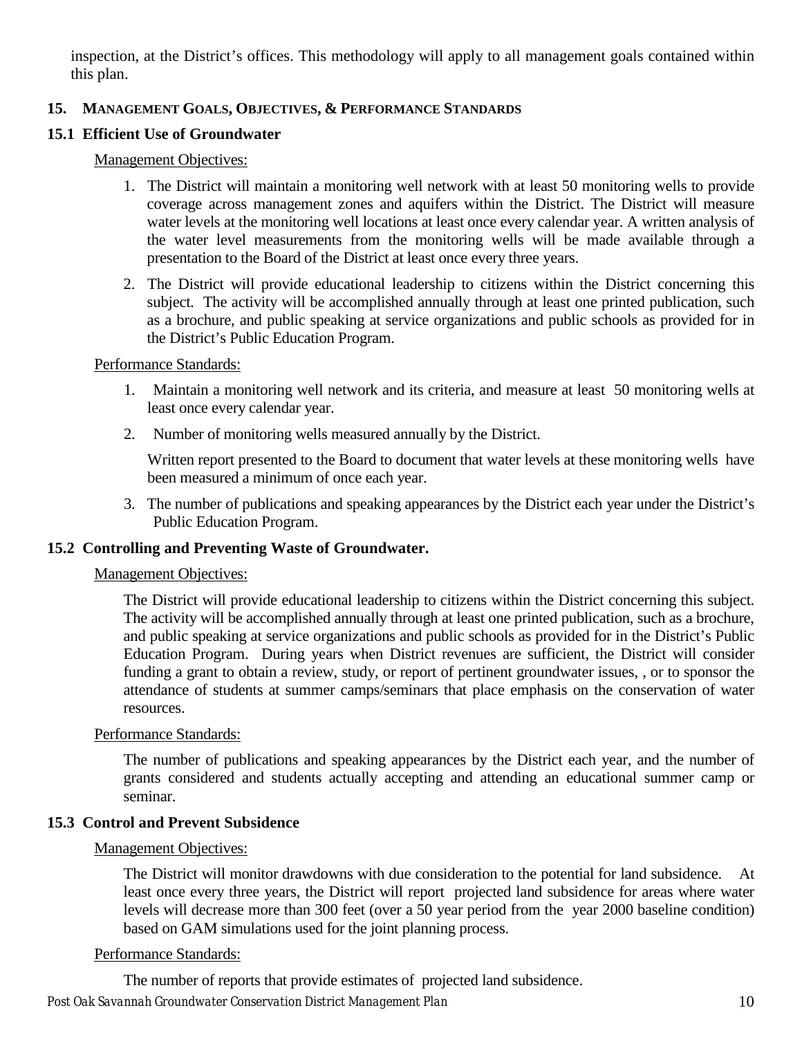inspection, at the District's offices. This methodology will apply to all management goals contained within this plan.

## 15. MANAGEMENT GOALS, OBJECTIVES, & PERFORMANCE STANDARDS

### 15.1 Efficient Use of Groundwater

Management Objectives:

1. The District will maintain a monitoring well network with at least 50 monitoring wells to provide coverage across management zones and aquifers within the District. The District will measure water levels at the monitoring well locations at least once every calendar year. A written analysis of the water level measurements from the monitoring wells will be made available through a presentation to the Board of the District at least once every three years.
2. The District will provide educational leadership to citizens within the District concerning this subject. The activity will be accomplished annually through at least one printed publication, such as a brochure, and public speaking at service organizations and public schools as provided for in the District's Public Education Program.

Performance Standards:

1. Maintain a monitoring well network and its criteria, and measure at least 50 monitoring wells at least once every calendar year.
2. Number of monitoring wells measured annually by the District.

   Written report presented to the Board to document that water levels at these monitoring wells have been measured a minimum of once each year.
3. The number of publications and speaking appearances by the District each year under the District's Public Education Program.

### 15.2 Controlling and Preventing Waste of Groundwater.

Management Objectives:

The District will provide educational leadership to citizens within the District concerning this subject. The activity will be accomplished annually through at least one printed publication, such as a brochure, and public speaking at service organizations and public schools as provided for in the District's Public Education Program. During years when District revenues are sufficient, the District will consider funding a grant to obtain a review, study, or report of pertinent groundwater issues, , or to sponsor the attendance of students at summer camps/seminars that place emphasis on the conservation of water resources.

Performance Standards:

The number of publications and speaking appearances by the District each year, and the number of grants considered and students actually accepting and attending an educational summer camp or seminar.

### 15.3 Control and Prevent Subsidence

Management Objectives:

The District will monitor drawdowns with due consideration to the potential for land subsidence. At least once every three years, the District will report projected land subsidence for areas where water levels will decrease more than 300 feet (over a 50 year period from the year 2000 baseline condition) based on GAM simulations used for the joint planning process.

Performance Standards:

The number of reports that provide estimates of projected land subsidence.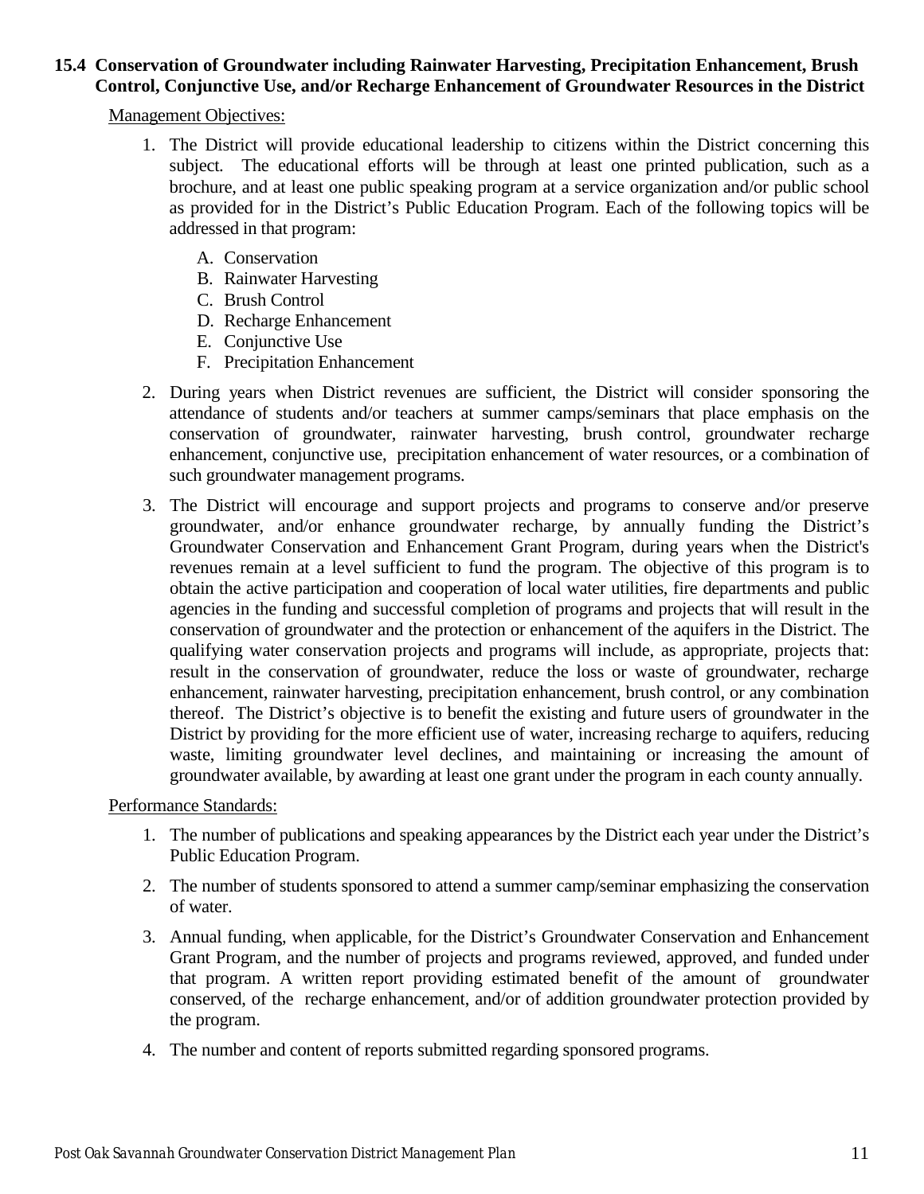## 15.4 Conservation of Groundwater including Rainwater Harvesting, Precipitation Enhancement, Brush Control, Conjunctive Use, and/or Recharge Enhancement of Groundwater Resources in the District

Management Objectives:

1. The District will provide educational leadership to citizens within the District concerning this subject. The educational efforts will be through at least one printed publication, such as a brochure, and at least one public speaking program at a service organization and/or public school as provided for in the District's Public Education Program. Each of the following topics will be addressed in that program:

   A. Conservation
   B. Rainwater Harvesting
   C. Brush Control
   D. Recharge Enhancement
   E. Conjunctive Use
   F. Precipitation Enhancement

2. During years when District revenues are sufficient, the District will consider sponsoring the attendance of students and/or teachers at summer camps/seminars that place emphasis on the conservation of groundwater, rainwater harvesting, brush control, groundwater recharge enhancement, conjunctive use, precipitation enhancement of water resources, or a combination of such groundwater management programs.

3. The District will encourage and support projects and programs to conserve and/or preserve groundwater, and/or enhance groundwater recharge, by annually funding the District's Groundwater Conservation and Enhancement Grant Program, during years when the District's revenues remain at a level sufficient to fund the program. The objective of this program is to obtain the active participation and cooperation of local water utilities, fire departments and public agencies in the funding and successful completion of programs and projects that will result in the conservation of groundwater and the protection or enhancement of the aquifers in the District. The qualifying water conservation projects and programs will include, as appropriate, projects that: result in the conservation of groundwater, reduce the loss or waste of groundwater, recharge enhancement, rainwater harvesting, precipitation enhancement, brush control, or any combination thereof. The District's objective is to benefit the existing and future users of groundwater in the District by providing for the more efficient use of water, increasing recharge to aquifers, reducing waste, limiting groundwater level declines, and maintaining or increasing the amount of groundwater available, by awarding at least one grant under the program in each county annually.

Performance Standards:

1. The number of publications and speaking appearances by the District each year under the District's Public Education Program.

2. The number of students sponsored to attend a summer camp/seminar emphasizing the conservation of water.

3. Annual funding, when applicable, for the District's Groundwater Conservation and Enhancement Grant Program, and the number of projects and programs reviewed, approved, and funded under that program. A written report providing estimated benefit of the amount of groundwater conserved, of the recharge enhancement, and/or of addition groundwater protection provided by the program.

4. The number and content of reports submitted regarding sponsored programs.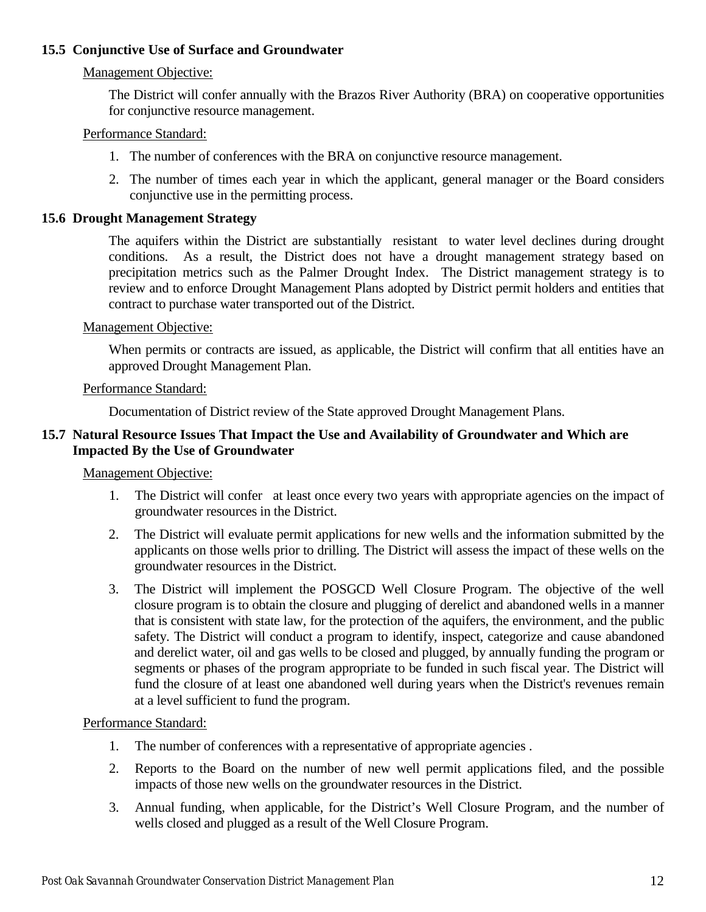### 15.5 Conjunctive Use of Surface and Groundwater

Management Objective:

The District will confer annually with the Brazos River Authority (BRA) on cooperative opportunities for conjunctive resource management.

Performance Standard:

1. The number of conferences with the BRA on conjunctive resource management.
2. The number of times each year in which the applicant, general manager or the Board considers conjunctive use in the permitting process.

### 15.6 Drought Management Strategy

The aquifers within the District are substantially resistant to water level declines during drought conditions. As a result, the District does not have a drought management strategy based on precipitation metrics such as the Palmer Drought Index. The District management strategy is to review and to enforce Drought Management Plans adopted by District permit holders and entities that contract to purchase water transported out of the District.

Management Objective:

When permits or contracts are issued, as applicable, the District will confirm that all entities have an approved Drought Management Plan.

Performance Standard:

Documentation of District review of the State approved Drought Management Plans.

### 15.7 Natural Resource Issues That Impact the Use and Availability of Groundwater and Which are Impacted By the Use of Groundwater

Management Objective:

1. The District will confer at least once every two years with appropriate agencies on the impact of groundwater resources in the District.
2. The District will evaluate permit applications for new wells and the information submitted by the applicants on those wells prior to drilling. The District will assess the impact of these wells on the groundwater resources in the District.
3. The District will implement the POSGCD Well Closure Program. The objective of the well closure program is to obtain the closure and plugging of derelict and abandoned wells in a manner that is consistent with state law, for the protection of the aquifers, the environment, and the public safety. The District will conduct a program to identify, inspect, categorize and cause abandoned and derelict water, oil and gas wells to be closed and plugged, by annually funding the program or segments or phases of the program appropriate to be funded in such fiscal year. The District will fund the closure of at least one abandoned well during years when the District's revenues remain at a level sufficient to fund the program.

Performance Standard:

1. The number of conferences with a representative of appropriate agencies .
2. Reports to the Board on the number of new well permit applications filed, and the possible impacts of those new wells on the groundwater resources in the District.
3. Annual funding, when applicable, for the District's Well Closure Program, and the number of wells closed and plugged as a result of the Well Closure Program.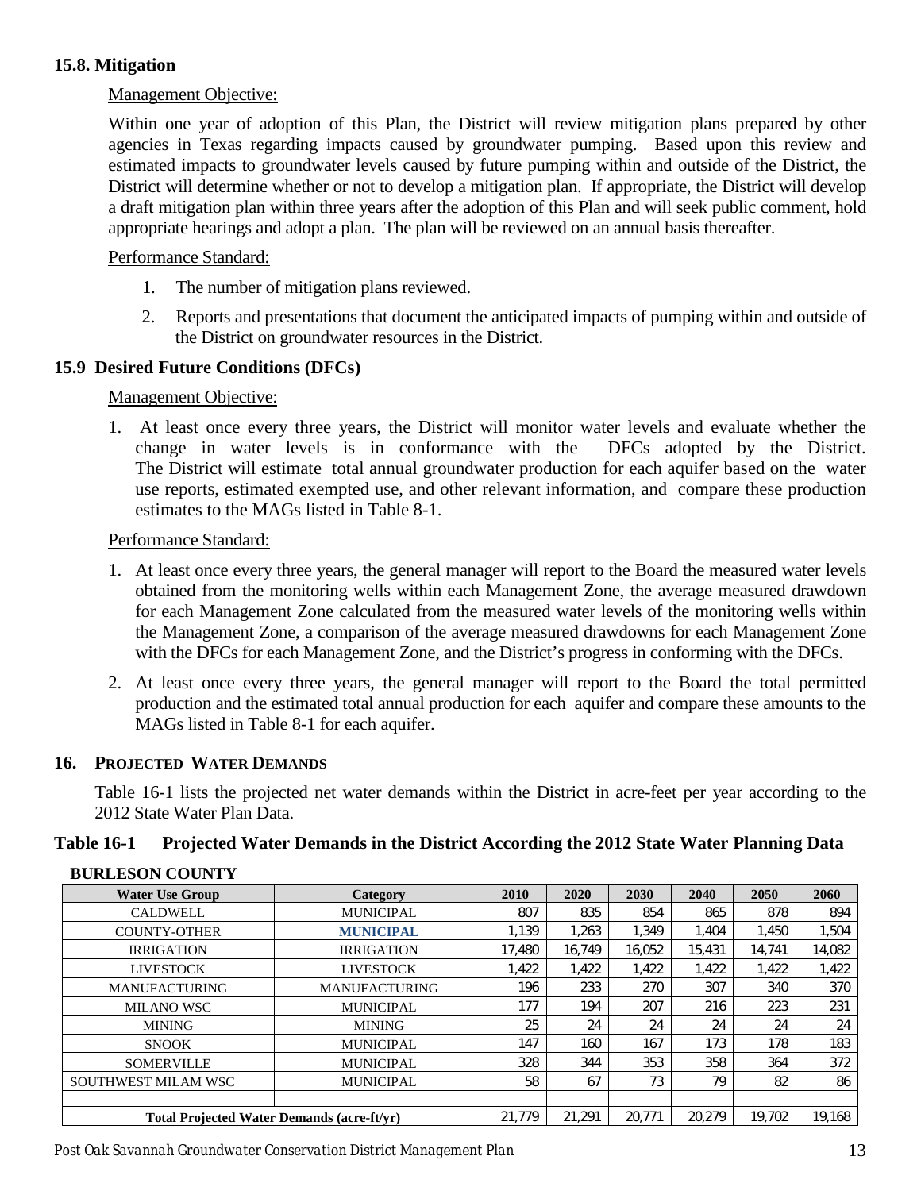## 15.8. Mitigation

Management Objective:

Within one year of adoption of this Plan, the District will review mitigation plans prepared by other agencies in Texas regarding impacts caused by groundwater pumping. Based upon this review and estimated impacts to groundwater levels caused by future pumping within and outside of the District, the District will determine whether or not to develop a mitigation plan. If appropriate, the District will develop a draft mitigation plan within three years after the adoption of this Plan and will seek public comment, hold appropriate hearings and adopt a plan. The plan will be reviewed on an annual basis thereafter.

Performance Standard:

1. The number of mitigation plans reviewed.
2. Reports and presentations that document the anticipated impacts of pumping within and outside of the District on groundwater resources in the District.

## 15.9 Desired Future Conditions (DFCs)

Management Objective:

1. At least once every three years, the District will monitor water levels and evaluate whether the change in water levels is in conformance with the DFCs adopted by the District. The District will estimate total annual groundwater production for each aquifer based on the water use reports, estimated exempted use, and other relevant information, and compare these production estimates to the MAGs listed in Table 8-1.

Performance Standard:

1. At least once every three years, the general manager will report to the Board the measured water levels obtained from the monitoring wells within each Management Zone, the average measured drawdown for each Management Zone calculated from the measured water levels of the monitoring wells within the Management Zone, a comparison of the average measured drawdowns for each Management Zone with the DFCs for each Management Zone, and the District's progress in conforming with the DFCs.
2. At least once every three years, the general manager will report to the Board the total permitted production and the estimated total annual production for each aquifer and compare these amounts to the MAGs listed in Table 8-1 for each aquifer.

# 16. Projected Water Demands

Table 16-1 lists the projected net water demands within the District in acre-feet per year according to the 2012 State Water Plan Data.

**Table 16-1 Projected Water Demands in the District According the 2012 State Water Planning Data**

**BURLESON COUNTY**

| Water Use Group | Category | 2010 | 2020 | 2030 | 2040 | 2050 | 2060 |
|---|---|---|---|---|---|---|---|
| CALDWELL | MUNICIPAL | 807 | 835 | 854 | 865 | 878 | 894 |
| COUNTY-OTHER | **MUNICIPAL** | 1,139 | 1,263 | 1,349 | 1,404 | 1,450 | 1,504 |
| IRRIGATION | IRRIGATION | 17,480 | 16,749 | 16,052 | 15,431 | 14,741 | 14,082 |
| LIVESTOCK | LIVESTOCK | 1,422 | 1,422 | 1,422 | 1,422 | 1,422 | 1,422 |
| MANUFACTURING | MANUFACTURING | 196 | 233 | 270 | 307 | 340 | 370 |
| MILANO WSC | MUNICIPAL | 177 | 194 | 207 | 216 | 223 | 231 |
| MINING | MINING | 25 | 24 | 24 | 24 | 24 | 24 |
| SNOOK | MUNICIPAL | 147 | 160 | 167 | 173 | 178 | 183 |
| SOMERVILLE | MUNICIPAL | 328 | 344 | 353 | 358 | 364 | 372 |
| SOUTHWEST MILAM WSC | MUNICIPAL | 58 | 67 | 73 | 79 | 82 | 86 |
| | | | | | | | |
| **Total Projected Water Demands (acre-ft/yr)** | | 21,779 | 21,291 | 20,771 | 20,279 | 19,702 | 19,168 |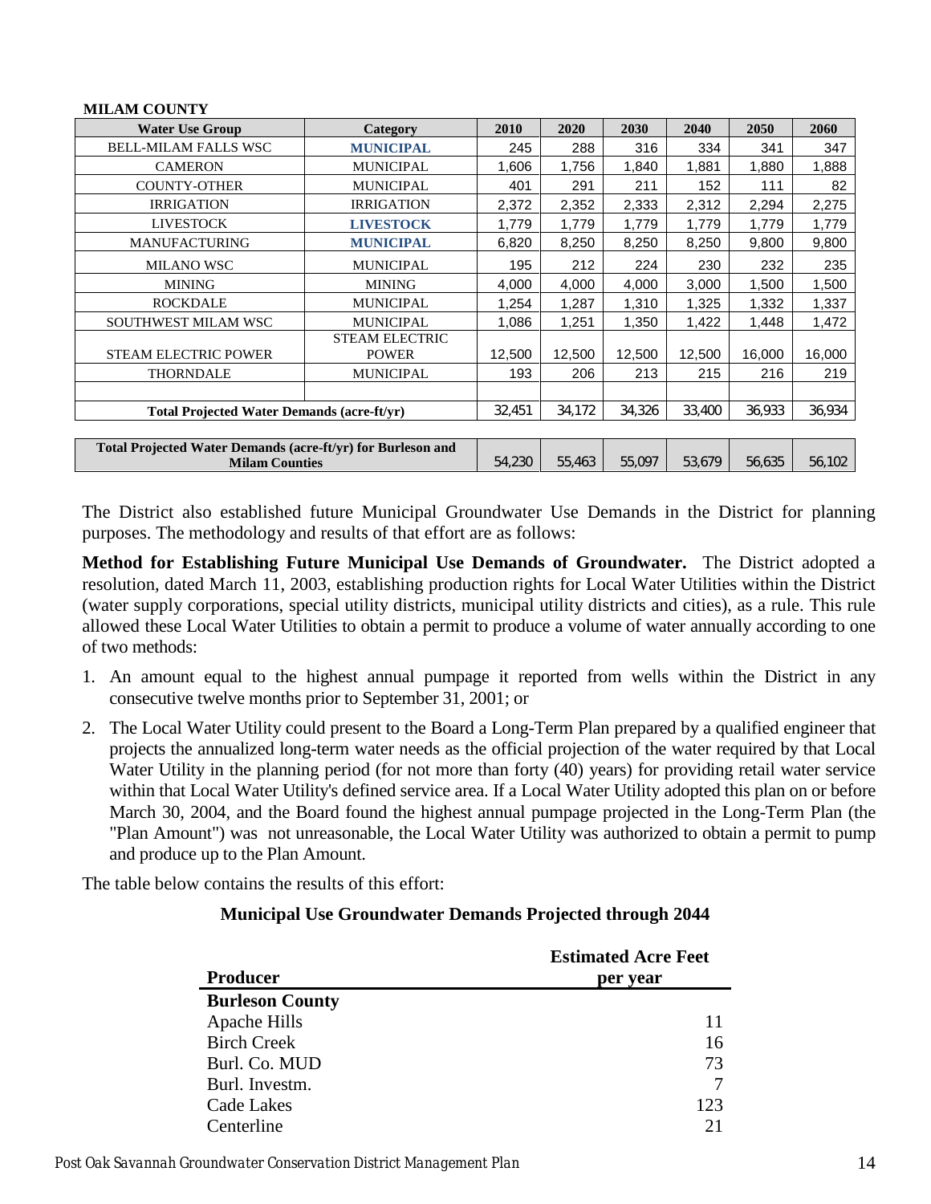**MILAM COUNTY**

| Water Use Group | Category | 2010 | 2020 | 2030 | 2040 | 2050 | 2060 |
|---|---|---|---|---|---|---|---|
| BELL-MILAM FALLS WSC | **MUNICIPAL** | 245 | 288 | 316 | 334 | 341 | 347 |
| CAMERON | MUNICIPAL | 1,606 | 1,756 | 1,840 | 1,881 | 1,880 | 1,888 |
| COUNTY-OTHER | MUNICIPAL | 401 | 291 | 211 | 152 | 111 | 82 |
| IRRIGATION | IRRIGATION | 2,372 | 2,352 | 2,333 | 2,312 | 2,294 | 2,275 |
| LIVESTOCK | **LIVESTOCK** | 1,779 | 1,779 | 1,779 | 1,779 | 1,779 | 1,779 |
| MANUFACTURING | **MUNICIPAL** | 6,820 | 8,250 | 8,250 | 8,250 | 9,800 | 9,800 |
| MILANO WSC | MUNICIPAL | 195 | 212 | 224 | 230 | 232 | 235 |
| MINING | MINING | 4,000 | 4,000 | 4,000 | 3,000 | 1,500 | 1,500 |
| ROCKDALE | MUNICIPAL | 1,254 | 1,287 | 1,310 | 1,325 | 1,332 | 1,337 |
| SOUTHWEST MILAM WSC | MUNICIPAL | 1,086 | 1,251 | 1,350 | 1,422 | 1,448 | 1,472 |
| STEAM ELECTRIC POWER | STEAM ELECTRIC POWER | 12,500 | 12,500 | 12,500 | 12,500 | 16,000 | 16,000 |
| THORNDALE | MUNICIPAL | 193 | 206 | 213 | 215 | 216 | 219 |
| | | | | | | | |
| **Total Projected Water Demands (acre-ft/yr)** | | 32,451 | 34,172 | 34,326 | 33,400 | 36,933 | 36,934 |
| **Total Projected Water Demands (acre-ft/yr) for Burleson and Milam Counties** | | 54,230 | 55,463 | 55,097 | 53,679 | 56,635 | 56,102 |

The District also established future Municipal Groundwater Use Demands in the District for planning purposes. The methodology and results of that effort are as follows:

**Method for Establishing Future Municipal Use Demands of Groundwater.** The District adopted a resolution, dated March 11, 2003, establishing production rights for Local Water Utilities within the District (water supply corporations, special utility districts, municipal utility districts and cities), as a rule. This rule allowed these Local Water Utilities to obtain a permit to produce a volume of water annually according to one of two methods:

1. An amount equal to the highest annual pumpage it reported from wells within the District in any consecutive twelve months prior to September 31, 2001; or
2. The Local Water Utility could present to the Board a Long-Term Plan prepared by a qualified engineer that projects the annualized long-term water needs as the official projection of the water required by that Local Water Utility in the planning period (for not more than forty (40) years) for providing retail water service within that Local Water Utility's defined service area. If a Local Water Utility adopted this plan on or before March 30, 2004, and the Board found the highest annual pumpage projected in the Long-Term Plan (the "Plan Amount") was not unreasonable, the Local Water Utility was authorized to obtain a permit to pump and produce up to the Plan Amount.

The table below contains the results of this effort:

**Municipal Use Groundwater Demands Projected through 2044**

| Producer | Estimated Acre Feet per year |
|---|---|
| **Burleson County** | |
| Apache Hills | 11 |
| Birch Creek | 16 |
| Burl. Co. MUD | 73 |
| Burl. Investm. | 7 |
| Cade Lakes | 123 |
| Centerline | 21 |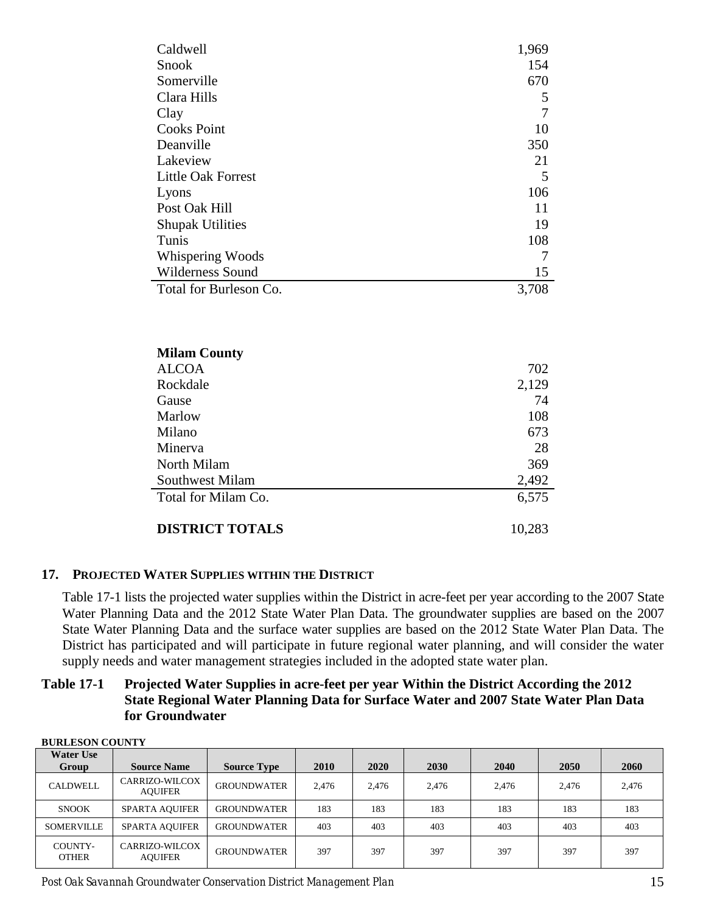| | |
|---|---|
| Caldwell | 1,969 |
| Snook | 154 |
| Somerville | 670 |
| Clara Hills | 5 |
| Clay | 7 |
| Cooks Point | 10 |
| Deanville | 350 |
| Lakeview | 21 |
| Little Oak Forrest | 5 |
| Lyons | 106 |
| Post Oak Hill | 11 |
| Shupak Utilities | 19 |
| Tunis | 108 |
| Whispering Woods | 7 |
| Wilderness Sound | 15 |
| Total for Burleson Co. | 3,708 |

| **Milam County** | |
|---|---|
| ALCOA | 702 |
| Rockdale | 2,129 |
| Gause | 74 |
| Marlow | 108 |
| Milano | 673 |
| Minerva | 28 |
| North Milam | 369 |
| Southwest Milam | 2,492 |
| Total for Milam Co. | 6,575 |
| | |
| **DISTRICT TOTALS** | 10,283 |

## 17. PROJECTED WATER SUPPLIES WITHIN THE DISTRICT

Table 17-1 lists the projected water supplies within the District in acre-feet per year according to the 2007 State Water Planning Data and the 2012 State Water Plan Data. The groundwater supplies are based on the 2007 State Water Planning Data and the surface water supplies are based on the 2012 State Water Plan Data. The District has participated and will participate in future regional water planning, and will consider the water supply needs and water management strategies included in the adopted state water plan.

**Table 17-1 Projected Water Supplies in acre-feet per year Within the District According the 2012 State Regional Water Planning Data for Surface Water and 2007 State Water Plan Data for Groundwater**

**BURLESON COUNTY**

| Water Use Group | Source Name | Source Type | 2010 | 2020 | 2030 | 2040 | 2050 | 2060 |
|---|---|---|---|---|---|---|---|---|
| CALDWELL | CARRIZO-WILCOX AQUIFER | GROUNDWATER | 2,476 | 2,476 | 2,476 | 2,476 | 2,476 | 2,476 |
| SNOOK | SPARTA AQUIFER | GROUNDWATER | 183 | 183 | 183 | 183 | 183 | 183 |
| SOMERVILLE | SPARTA AQUIFER | GROUNDWATER | 403 | 403 | 403 | 403 | 403 | 403 |
| COUNTY-OTHER | CARRIZO-WILCOX AQUIFER | GROUNDWATER | 397 | 397 | 397 | 397 | 397 | 397 |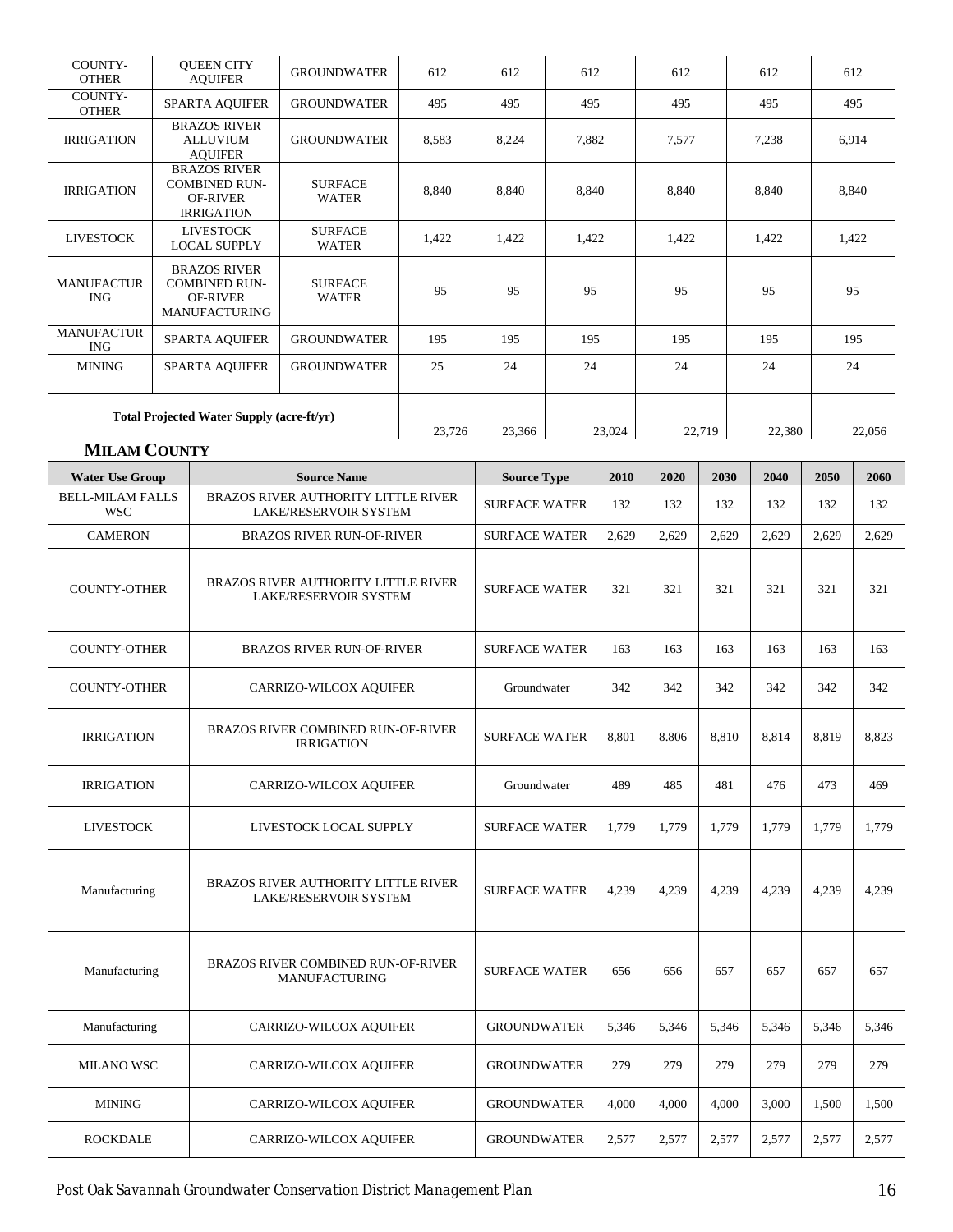| | | | | | | | | |
|---|---|---|---|---|---|---|---|---|
| COUNTY-OTHER | QUEEN CITY AQUIFER | GROUNDWATER | 612 | 612 | 612 | 612 | 612 | 612 |
| COUNTY-OTHER | SPARTA AQUIFER | GROUNDWATER | 495 | 495 | 495 | 495 | 495 | 495 |
| IRRIGATION | BRAZOS RIVER ALLUVIUM AQUIFER | GROUNDWATER | 8,583 | 8,224 | 7,882 | 7,577 | 7,238 | 6,914 |
| IRRIGATION | BRAZOS RIVER COMBINED RUN-OF-RIVER IRRIGATION | SURFACE WATER | 8,840 | 8,840 | 8,840 | 8,840 | 8,840 | 8,840 |
| LIVESTOCK | LIVESTOCK LOCAL SUPPLY | SURFACE WATER | 1,422 | 1,422 | 1,422 | 1,422 | 1,422 | 1,422 |
| MANUFACTURING | BRAZOS RIVER COMBINED RUN-OF-RIVER MANUFACTURING | SURFACE WATER | 95 | 95 | 95 | 95 | 95 | 95 |
| MANUFACTURING | SPARTA AQUIFER | GROUNDWATER | 195 | 195 | 195 | 195 | 195 | 195 |
| MINING | SPARTA AQUIFER | GROUNDWATER | 25 | 24 | 24 | 24 | 24 | 24 |
| | | | | | | | | |
| **Total Projected Water Supply (acre-ft/yr)** | | | 23,726 | 23,366 | 23,024 | 22,719 | 22,380 | 22,056 |

## MILAM COUNTY

| Water Use Group | Source Name | Source Type | 2010 | 2020 | 2030 | 2040 | 2050 | 2060 |
|---|---|---|---|---|---|---|---|---|
| BELL-MILAM FALLS WSC | BRAZOS RIVER AUTHORITY LITTLE RIVER LAKE/RESERVOIR SYSTEM | SURFACE WATER | 132 | 132 | 132 | 132 | 132 | 132 |
| CAMERON | BRAZOS RIVER RUN-OF-RIVER | SURFACE WATER | 2,629 | 2,629 | 2,629 | 2,629 | 2,629 | 2,629 |
| COUNTY-OTHER | BRAZOS RIVER AUTHORITY LITTLE RIVER LAKE/RESERVOIR SYSTEM | SURFACE WATER | 321 | 321 | 321 | 321 | 321 | 321 |
| COUNTY-OTHER | BRAZOS RIVER RUN-OF-RIVER | SURFACE WATER | 163 | 163 | 163 | 163 | 163 | 163 |
| COUNTY-OTHER | CARRIZO-WILCOX AQUIFER | Groundwater | 342 | 342 | 342 | 342 | 342 | 342 |
| IRRIGATION | BRAZOS RIVER COMBINED RUN-OF-RIVER IRRIGATION | SURFACE WATER | 8,801 | 8.806 | 8,810 | 8,814 | 8,819 | 8,823 |
| IRRIGATION | CARRIZO-WILCOX AQUIFER | Groundwater | 489 | 485 | 481 | 476 | 473 | 469 |
| LIVESTOCK | LIVESTOCK LOCAL SUPPLY | SURFACE WATER | 1,779 | 1,779 | 1,779 | 1,779 | 1,779 | 1,779 |
| Manufacturing | BRAZOS RIVER AUTHORITY LITTLE RIVER LAKE/RESERVOIR SYSTEM | SURFACE WATER | 4,239 | 4,239 | 4,239 | 4,239 | 4,239 | 4,239 |
| Manufacturing | BRAZOS RIVER COMBINED RUN-OF-RIVER MANUFACTURING | SURFACE WATER | 656 | 656 | 657 | 657 | 657 | 657 |
| Manufacturing | CARRIZO-WILCOX AQUIFER | GROUNDWATER | 5,346 | 5,346 | 5,346 | 5,346 | 5,346 | 5,346 |
| MILANO WSC | CARRIZO-WILCOX AQUIFER | GROUNDWATER | 279 | 279 | 279 | 279 | 279 | 279 |
| MINING | CARRIZO-WILCOX AQUIFER | GROUNDWATER | 4,000 | 4,000 | 4,000 | 3,000 | 1,500 | 1,500 |
| ROCKDALE | CARRIZO-WILCOX AQUIFER | GROUNDWATER | 2,577 | 2,577 | 2,577 | 2,577 | 2,577 | 2,577 |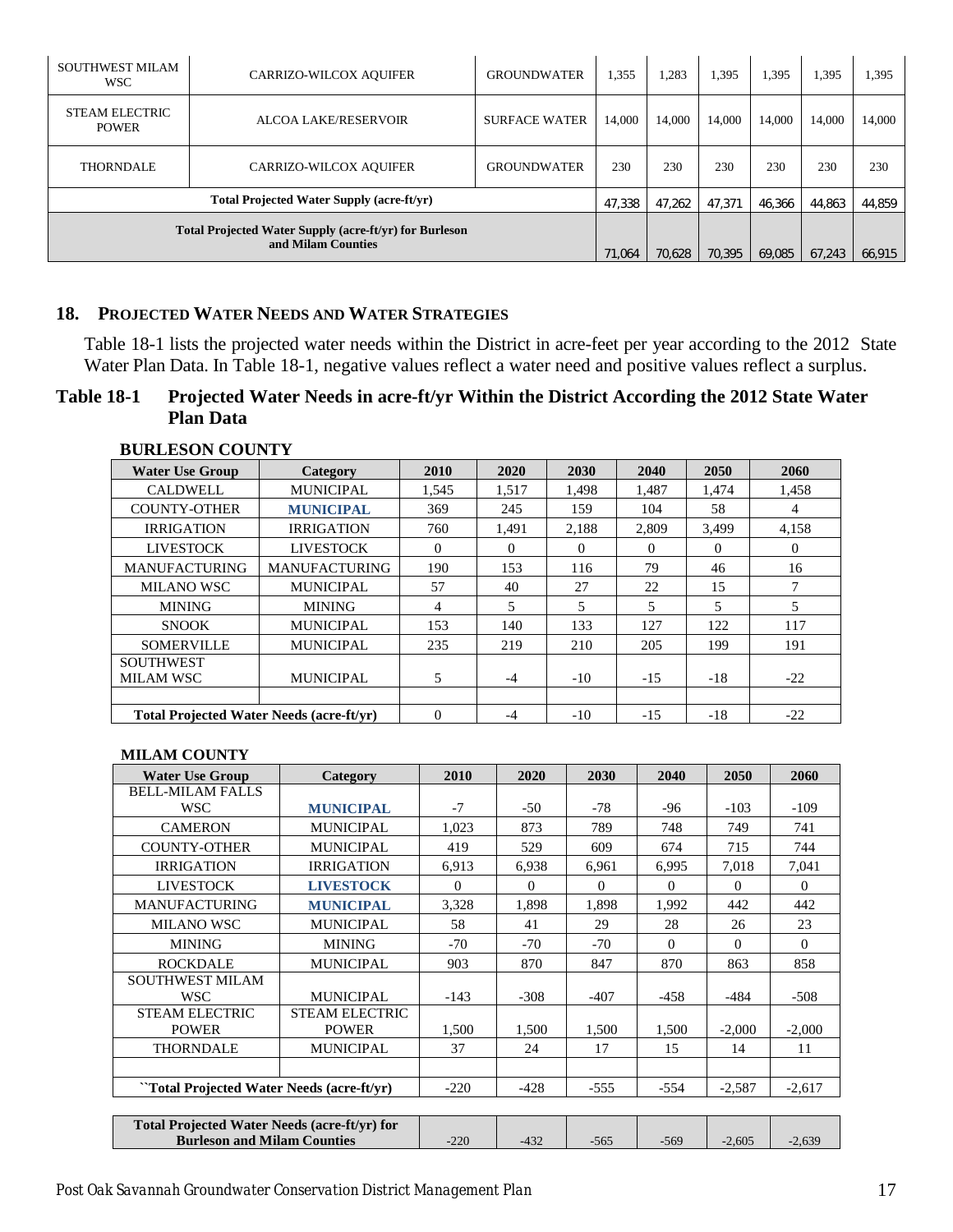| SOUTHWEST MILAM WSC | CARRIZO-WILCOX AQUIFER | GROUNDWATER | 1,355 | 1,283 | 1,395 | 1,395 | 1,395 | 1,395 |
|---|---|---|---|---|---|---|---|---|
| STEAM ELECTRIC POWER | ALCOA LAKE/RESERVOIR | SURFACE WATER | 14,000 | 14,000 | 14,000 | 14,000 | 14,000 | 14,000 |
| THORNDALE | CARRIZO-WILCOX AQUIFER | GROUNDWATER | 230 | 230 | 230 | 230 | 230 | 230 |
| **Total Projected Water Supply (acre-ft/yr)** | | | 47,338 | 47,262 | 47,371 | 46,366 | 44,863 | 44,859 |
| **Total Projected Water Supply (acre-ft/yr) for Burleson and Milam Counties** | | | 71,064 | 70,628 | 70,395 | 69,085 | 67,243 | 66,915 |

## 18. Projected Water Needs and Water Strategies

Table 18-1 lists the projected water needs within the District in acre-feet per year according to the 2012 State Water Plan Data. In Table 18-1, negative values reflect a water need and positive values reflect a surplus.

### Table 18-1 Projected Water Needs in acre-ft/yr Within the District According the 2012 State Water Plan Data

**BURLESON COUNTY**

| Water Use Group | Category | 2010 | 2020 | 2030 | 2040 | 2050 | 2060 |
|---|---|---|---|---|---|---|---|
| CALDWELL | MUNICIPAL | 1,545 | 1,517 | 1,498 | 1,487 | 1,474 | 1,458 |
| COUNTY-OTHER | **MUNICIPAL** | 369 | 245 | 159 | 104 | 58 | 4 |
| IRRIGATION | IRRIGATION | 760 | 1,491 | 2,188 | 2,809 | 3,499 | 4,158 |
| LIVESTOCK | LIVESTOCK | 0 | 0 | 0 | 0 | 0 | 0 |
| MANUFACTURING | MANUFACTURING | 190 | 153 | 116 | 79 | 46 | 16 |
| MILANO WSC | MUNICIPAL | 57 | 40 | 27 | 22 | 15 | 7 |
| MINING | MINING | 4 | 5 | 5 | 5 | 5 | 5 |
| SNOOK | MUNICIPAL | 153 | 140 | 133 | 127 | 122 | 117 |
| SOMERVILLE | MUNICIPAL | 235 | 219 | 210 | 205 | 199 | 191 |
| SOUTHWEST MILAM WSC | MUNICIPAL | 5 | -4 | -10 | -15 | -18 | -22 |
| | | | | | | | |
| **Total Projected Water Needs (acre-ft/yr)** | | 0 | -4 | -10 | -15 | -18 | -22 |

**MILAM COUNTY**

| Water Use Group | Category | 2010 | 2020 | 2030 | 2040 | 2050 | 2060 |
|---|---|---|---|---|---|---|---|
| BELL-MILAM FALLS WSC | **MUNICIPAL** | -7 | -50 | -78 | -96 | -103 | -109 |
| CAMERON | MUNICIPAL | 1,023 | 873 | 789 | 748 | 749 | 741 |
| COUNTY-OTHER | MUNICIPAL | 419 | 529 | 609 | 674 | 715 | 744 |
| IRRIGATION | IRRIGATION | 6,913 | 6,938 | 6,961 | 6,995 | 7,018 | 7,041 |
| LIVESTOCK | **LIVESTOCK** | 0 | 0 | 0 | 0 | 0 | 0 |
| MANUFACTURING | **MUNICIPAL** | 3,328 | 1,898 | 1,898 | 1,992 | 442 | 442 |
| MILANO WSC | MUNICIPAL | 58 | 41 | 29 | 28 | 26 | 23 |
| MINING | MINING | -70 | -70 | -70 | 0 | 0 | 0 |
| ROCKDALE | MUNICIPAL | 903 | 870 | 847 | 870 | 863 | 858 |
| SOUTHWEST MILAM WSC | MUNICIPAL | -143 | -308 | -407 | -458 | -484 | -508 |
| STEAM ELECTRIC POWER | STEAM ELECTRIC POWER | 1,500 | 1,500 | 1,500 | 1,500 | -2,000 | -2,000 |
| THORNDALE | MUNICIPAL | 37 | 24 | 17 | 15 | 14 | 11 |
| | | | | | | | |
| ``**Total Projected Water Needs (acre-ft/yr)** | | -220 | -428 | -555 | -554 | -2,587 | -2,617 |

| **Total Projected Water Needs (acre-ft/yr) for Burleson and Milam Counties** | -220 | -432 | -565 | -569 | -2,605 | -2,639 |
|---|---|---|---|---|---|---|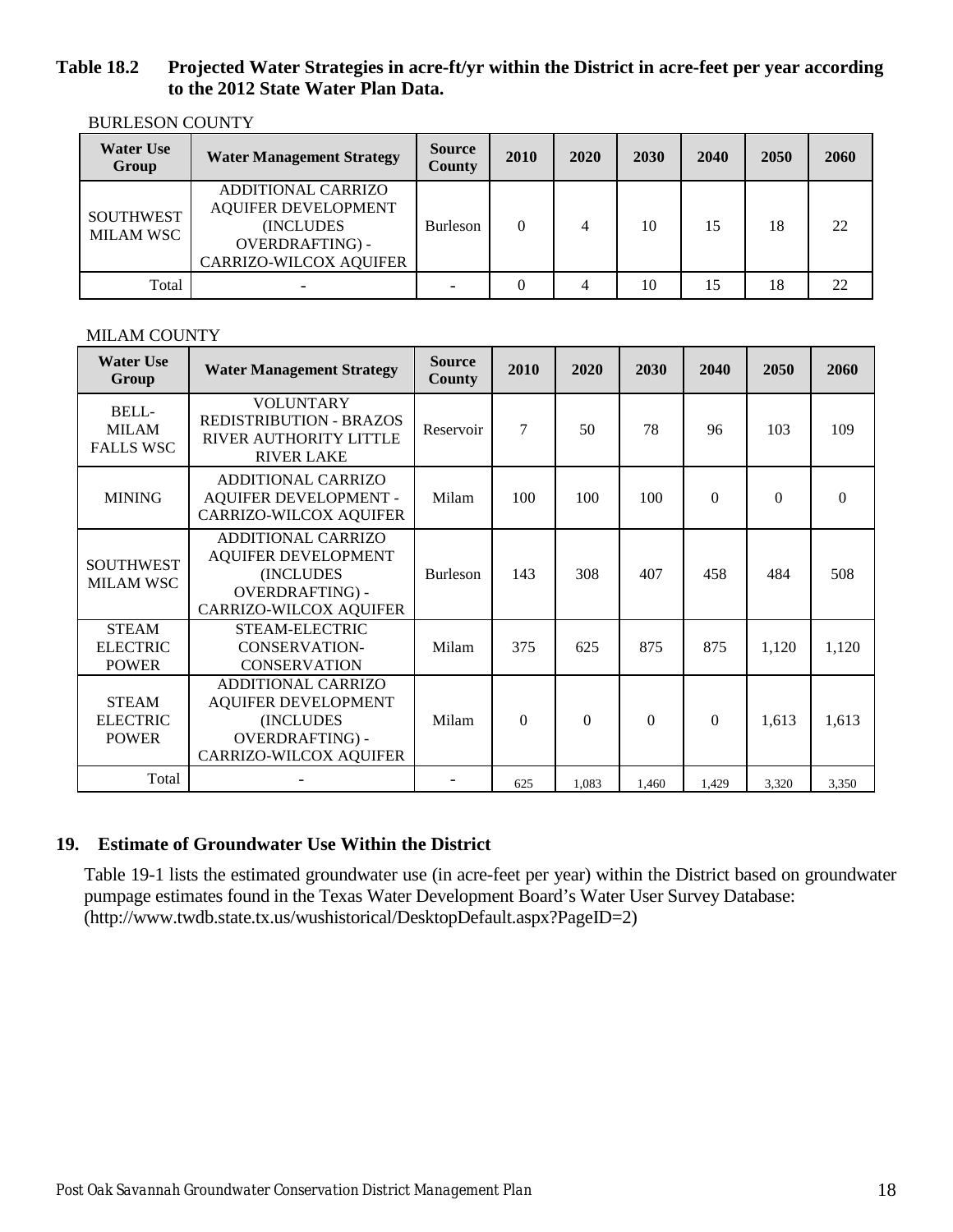**Table 18.2 Projected Water Strategies in acre-ft/yr within the District in acre-feet per year according to the 2012 State Water Plan Data.**

BURLESON COUNTY

| Water Use Group | Water Management Strategy | Source County | 2010 | 2020 | 2030 | 2040 | 2050 | 2060 |
|---|---|---|---|---|---|---|---|---|
| SOUTHWEST MILAM WSC | ADDITIONAL CARRIZO AQUIFER DEVELOPMENT (INCLUDES OVERDRAFTING) - CARRIZO-WILCOX AQUIFER | Burleson | 0 | 4 | 10 | 15 | 18 | 22 |
| Total | - | - | 0 | 4 | 10 | 15 | 18 | 22 |

MILAM COUNTY

| Water Use Group | Water Management Strategy | Source County | 2010 | 2020 | 2030 | 2040 | 2050 | 2060 |
|---|---|---|---|---|---|---|---|---|
| BELL-MILAM FALLS WSC | VOLUNTARY REDISTRIBUTION - BRAZOS RIVER AUTHORITY LITTLE RIVER LAKE | Reservoir | 7 | 50 | 78 | 96 | 103 | 109 |
| MINING | ADDITIONAL CARRIZO AQUIFER DEVELOPMENT - CARRIZO-WILCOX AQUIFER | Milam | 100 | 100 | 100 | 0 | 0 | 0 |
| SOUTHWEST MILAM WSC | ADDITIONAL CARRIZO AQUIFER DEVELOPMENT (INCLUDES OVERDRAFTING) - CARRIZO-WILCOX AQUIFER | Burleson | 143 | 308 | 407 | 458 | 484 | 508 |
| STEAM ELECTRIC POWER | STEAM-ELECTRIC CONSERVATION-CONSERVATION | Milam | 375 | 625 | 875 | 875 | 1,120 | 1,120 |
| STEAM ELECTRIC POWER | ADDITIONAL CARRIZO AQUIFER DEVELOPMENT (INCLUDES OVERDRAFTING) - CARRIZO-WILCOX AQUIFER | Milam | 0 | 0 | 0 | 0 | 1,613 | 1,613 |
| Total | - | - | 625 | 1,083 | 1,460 | 1,429 | 3,320 | 3,350 |

## 19. Estimate of Groundwater Use Within the District

Table 19-1 lists the estimated groundwater use (in acre-feet per year) within the District based on groundwater pumpage estimates found in the Texas Water Development Board's Water User Survey Database: (http://www.twdb.state.tx.us/wushistorical/DesktopDefault.aspx?PageID=2)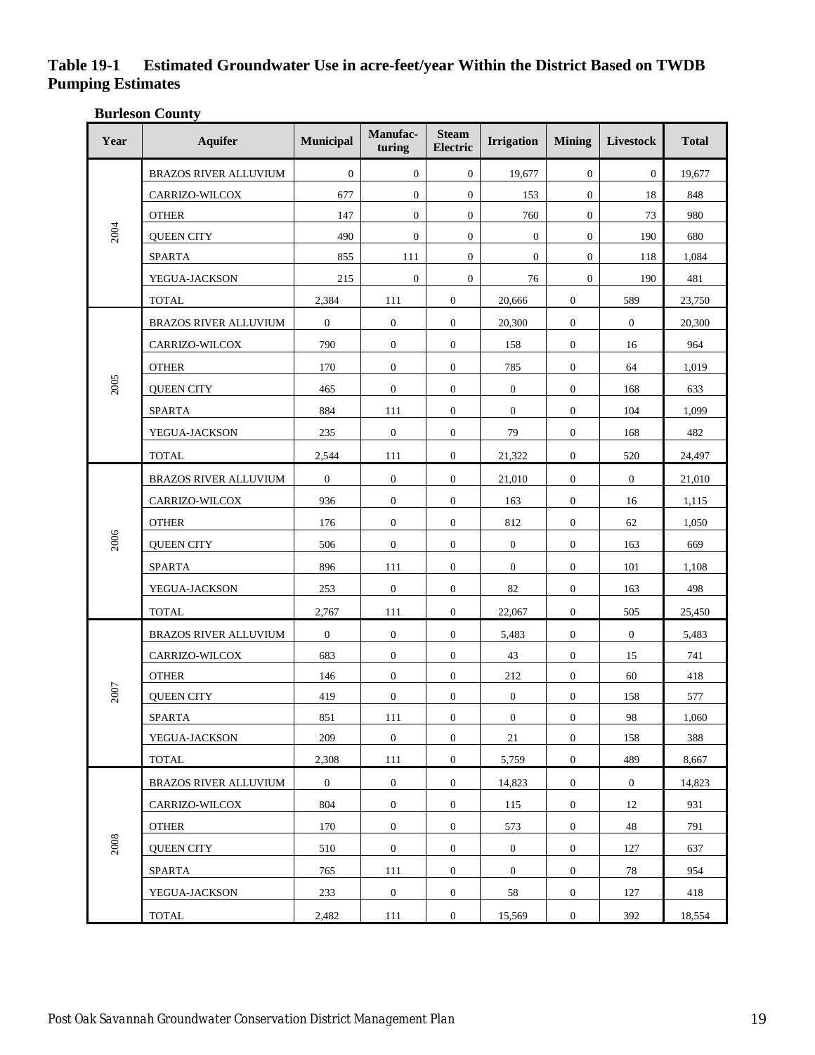**Table 19-1 Estimated Groundwater Use in acre-feet/year Within the District Based on TWDB Pumping Estimates**

**Burleson County**

| Year | Aquifer | Municipal | Manufac-turing | Steam Electric | Irrigation | Mining | Livestock | Total |
|---|---|---|---|---|---|---|---|---|
| 2004 | BRAZOS RIVER ALLUVIUM | 0 | 0 | 0 | 19,677 | 0 | 0 | 19,677 |
| | CARRIZO-WILCOX | 677 | 0 | 0 | 153 | 0 | 18 | 848 |
| | OTHER | 147 | 0 | 0 | 760 | 0 | 73 | 980 |
| | QUEEN CITY | 490 | 0 | 0 | 0 | 0 | 190 | 680 |
| | SPARTA | 855 | 111 | 0 | 0 | 0 | 118 | 1,084 |
| | YEGUA-JACKSON | 215 | 0 | 0 | 76 | 0 | 190 | 481 |
| | TOTAL | 2,384 | 111 | 0 | 20,666 | 0 | 589 | 23,750 |
| 2005 | BRAZOS RIVER ALLUVIUM | 0 | 0 | 0 | 20,300 | 0 | 0 | 20,300 |
| | CARRIZO-WILCOX | 790 | 0 | 0 | 158 | 0 | 16 | 964 |
| | OTHER | 170 | 0 | 0 | 785 | 0 | 64 | 1,019 |
| | QUEEN CITY | 465 | 0 | 0 | 0 | 0 | 168 | 633 |
| | SPARTA | 884 | 111 | 0 | 0 | 0 | 104 | 1,099 |
| | YEGUA-JACKSON | 235 | 0 | 0 | 79 | 0 | 168 | 482 |
| | TOTAL | 2,544 | 111 | 0 | 21,322 | 0 | 520 | 24,497 |
| 2006 | BRAZOS RIVER ALLUVIUM | 0 | 0 | 0 | 21,010 | 0 | 0 | 21,010 |
| | CARRIZO-WILCOX | 936 | 0 | 0 | 163 | 0 | 16 | 1,115 |
| | OTHER | 176 | 0 | 0 | 812 | 0 | 62 | 1,050 |
| | QUEEN CITY | 506 | 0 | 0 | 0 | 0 | 163 | 669 |
| | SPARTA | 896 | 111 | 0 | 0 | 0 | 101 | 1,108 |
| | YEGUA-JACKSON | 253 | 0 | 0 | 82 | 0 | 163 | 498 |
| | TOTAL | 2,767 | 111 | 0 | 22,067 | 0 | 505 | 25,450 |
| 2007 | BRAZOS RIVER ALLUVIUM | 0 | 0 | 0 | 5,483 | 0 | 0 | 5,483 |
| | CARRIZO-WILCOX | 683 | 0 | 0 | 43 | 0 | 15 | 741 |
| | OTHER | 146 | 0 | 0 | 212 | 0 | 60 | 418 |
| | QUEEN CITY | 419 | 0 | 0 | 0 | 0 | 158 | 577 |
| | SPARTA | 851 | 111 | 0 | 0 | 0 | 98 | 1,060 |
| | YEGUA-JACKSON | 209 | 0 | 0 | 21 | 0 | 158 | 388 |
| | TOTAL | 2,308 | 111 | 0 | 5,759 | 0 | 489 | 8,667 |
| 2008 | BRAZOS RIVER ALLUVIUM | 0 | 0 | 0 | 14,823 | 0 | 0 | 14,823 |
| | CARRIZO-WILCOX | 804 | 0 | 0 | 115 | 0 | 12 | 931 |
| | OTHER | 170 | 0 | 0 | 573 | 0 | 48 | 791 |
| | QUEEN CITY | 510 | 0 | 0 | 0 | 0 | 127 | 637 |
| | SPARTA | 765 | 111 | 0 | 0 | 0 | 78 | 954 |
| | YEGUA-JACKSON | 233 | 0 | 0 | 58 | 0 | 127 | 418 |
| | TOTAL | 2,482 | 111 | 0 | 15,569 | 0 | 392 | 18,554 |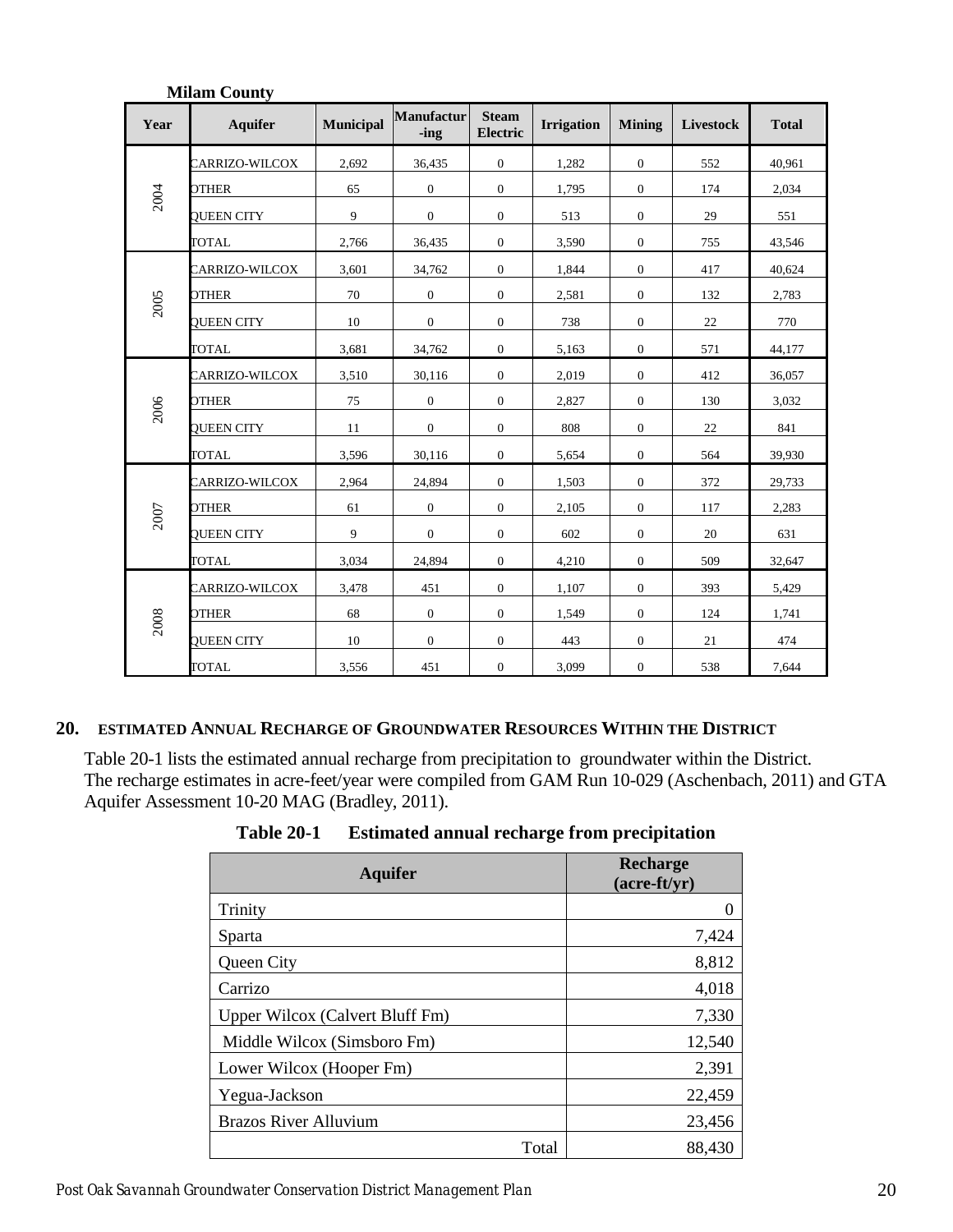**Milam County**

| Year | Aquifer | Municipal | Manufacturing | Steam Electric | Irrigation | Mining | Livestock | Total |
|---|---|---|---|---|---|---|---|---|
| 2004 | CARRIZO-WILCOX | 2,692 | 36,435 | 0 | 1,282 | 0 | 552 | 40,961 |
| | OTHER | 65 | 0 | 0 | 1,795 | 0 | 174 | 2,034 |
| | QUEEN CITY | 9 | 0 | 0 | 513 | 0 | 29 | 551 |
| | TOTAL | 2,766 | 36,435 | 0 | 3,590 | 0 | 755 | 43,546 |
| 2005 | CARRIZO-WILCOX | 3,601 | 34,762 | 0 | 1,844 | 0 | 417 | 40,624 |
| | OTHER | 70 | 0 | 0 | 2,581 | 0 | 132 | 2,783 |
| | QUEEN CITY | 10 | 0 | 0 | 738 | 0 | 22 | 770 |
| | TOTAL | 3,681 | 34,762 | 0 | 5,163 | 0 | 571 | 44,177 |
| 2006 | CARRIZO-WILCOX | 3,510 | 30,116 | 0 | 2,019 | 0 | 412 | 36,057 |
| | OTHER | 75 | 0 | 0 | 2,827 | 0 | 130 | 3,032 |
| | QUEEN CITY | 11 | 0 | 0 | 808 | 0 | 22 | 841 |
| | TOTAL | 3,596 | 30,116 | 0 | 5,654 | 0 | 564 | 39,930 |
| 2007 | CARRIZO-WILCOX | 2,964 | 24,894 | 0 | 1,503 | 0 | 372 | 29,733 |
| | OTHER | 61 | 0 | 0 | 2,105 | 0 | 117 | 2,283 |
| | QUEEN CITY | 9 | 0 | 0 | 602 | 0 | 20 | 631 |
| | TOTAL | 3,034 | 24,894 | 0 | 4,210 | 0 | 509 | 32,647 |
| 2008 | CARRIZO-WILCOX | 3,478 | 451 | 0 | 1,107 | 0 | 393 | 5,429 |
| | OTHER | 68 | 0 | 0 | 1,549 | 0 | 124 | 1,741 |
| | QUEEN CITY | 10 | 0 | 0 | 443 | 0 | 21 | 474 |
| | TOTAL | 3,556 | 451 | 0 | 3,099 | 0 | 538 | 7,644 |

## 20. Estimated Annual Recharge of Groundwater Resources Within the District

Table 20-1 lists the estimated annual recharge from precipitation to groundwater within the District. The recharge estimates in acre-feet/year were compiled from GAM Run 10-029 (Aschenbach, 2011) and GTA Aquifer Assessment 10-20 MAG (Bradley, 2011).

**Table 20-1 Estimated annual recharge from precipitation**

| Aquifer | Recharge (acre-ft/yr) |
|---|---|
| Trinity | 0 |
| Sparta | 7,424 |
| Queen City | 8,812 |
| Carrizo | 4,018 |
| Upper Wilcox (Calvert Bluff Fm) | 7,330 |
| Middle Wilcox (Simsboro Fm) | 12,540 |
| Lower Wilcox (Hooper Fm) | 2,391 |
| Yegua-Jackson | 22,459 |
| Brazos River Alluvium | 23,456 |
| Total | 88,430 |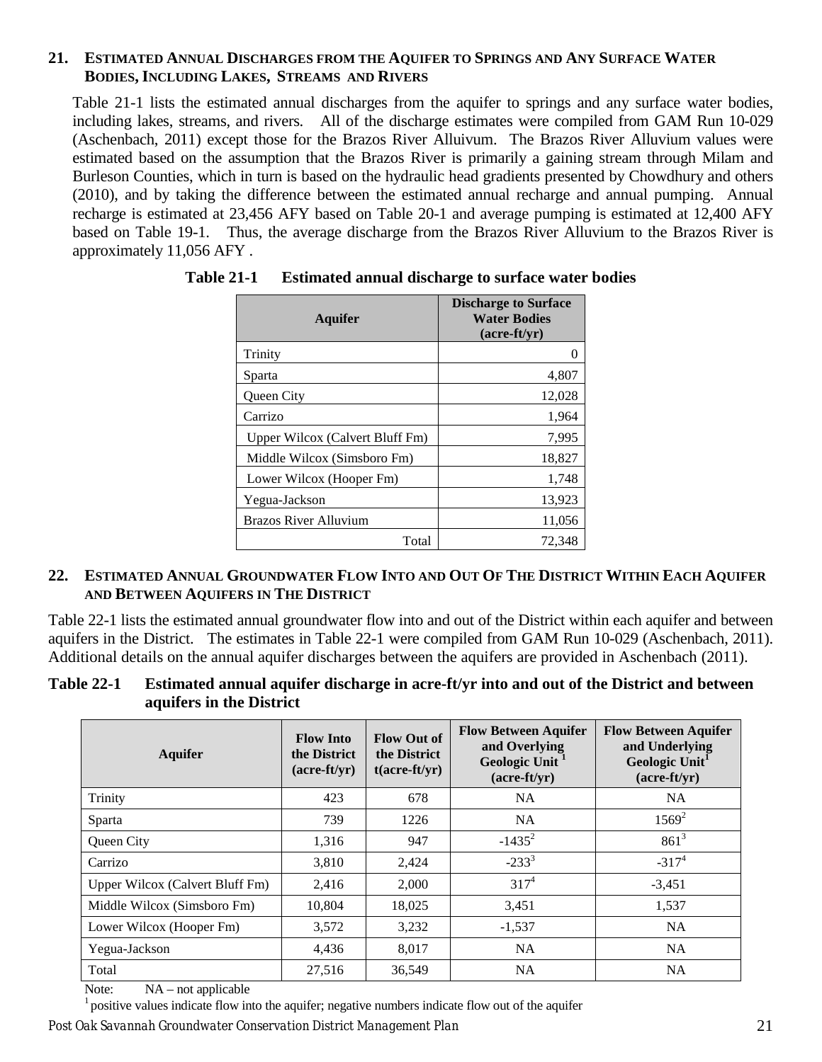## 21. Estimated Annual Discharges from the Aquifer to Springs and Any Surface Water Bodies, Including Lakes, Streams and Rivers

Table 21-1 lists the estimated annual discharges from the aquifer to springs and any surface water bodies, including lakes, streams, and rivers. All of the discharge estimates were compiled from GAM Run 10-029 (Aschenbach, 2011) except those for the Brazos River Alluivum. The Brazos River Alluvium values were estimated based on the assumption that the Brazos River is primarily a gaining stream through Milam and Burleson Counties, which in turn is based on the hydraulic head gradients presented by Chowdhury and others (2010), and by taking the difference between the estimated annual recharge and annual pumping. Annual recharge is estimated at 23,456 AFY based on Table 20-1 and average pumping is estimated at 12,400 AFY based on Table 19-1. Thus, the average discharge from the Brazos River Alluvium to the Brazos River is approximately 11,056 AFY .

**Table 21-1 Estimated annual discharge to surface water bodies**

| Aquifer | Discharge to Surface Water Bodies (acre-ft/yr) |
|---|---|
| Trinity | 0 |
| Sparta | 4,807 |
| Queen City | 12,028 |
| Carrizo | 1,964 |
| Upper Wilcox (Calvert Bluff Fm) | 7,995 |
| Middle Wilcox (Simsboro Fm) | 18,827 |
| Lower Wilcox (Hooper Fm) | 1,748 |
| Yegua-Jackson | 13,923 |
| Brazos River Alluvium | 11,056 |
| Total | 72,348 |

## 22. Estimated Annual Groundwater Flow Into and Out Of The District Within Each Aquifer and Between Aquifers in The District

Table 22-1 lists the estimated annual groundwater flow into and out of the District within each aquifer and between aquifers in the District. The estimates in Table 22-1 were compiled from GAM Run 10-029 (Aschenbach, 2011). Additional details on the annual aquifer discharges between the aquifers are provided in Aschenbach (2011).

**Table 22-1 Estimated annual aquifer discharge in acre-ft/yr into and out of the District and between aquifers in the District**

| Aquifer | Flow Into the District (acre-ft/yr) | Flow Out of the District t(acre-ft/yr) | Flow Between Aquifer and Overlying Geologic Unit [1] (acre-ft/yr) | Flow Between Aquifer and Underlying Geologic Unit[1] (acre-ft/yr) |
|---|---|---|---|---|
| Trinity | 423 | 678 | NA | NA |
| Sparta | 739 | 1226 | NA | 1569[2] |
| Queen City | 1,316 | 947 | -1435[2] | 861[3] |
| Carrizo | 3,810 | 2,424 | -233[3] | -317[4] |
| Upper Wilcox (Calvert Bluff Fm) | 2,416 | 2,000 | 317[4] | -3,451 |
| Middle Wilcox (Simsboro Fm) | 10,804 | 18,025 | 3,451 | 1,537 |
| Lower Wilcox (Hooper Fm) | 3,572 | 3,232 | -1,537 | NA |
| Yegua-Jackson | 4,436 | 8,017 | NA | NA |
| Total | 27,516 | 36,549 | NA | NA |

Note: NA – not applicable

[1] positive values indicate flow into the aquifer; negative numbers indicate flow out of the aquifer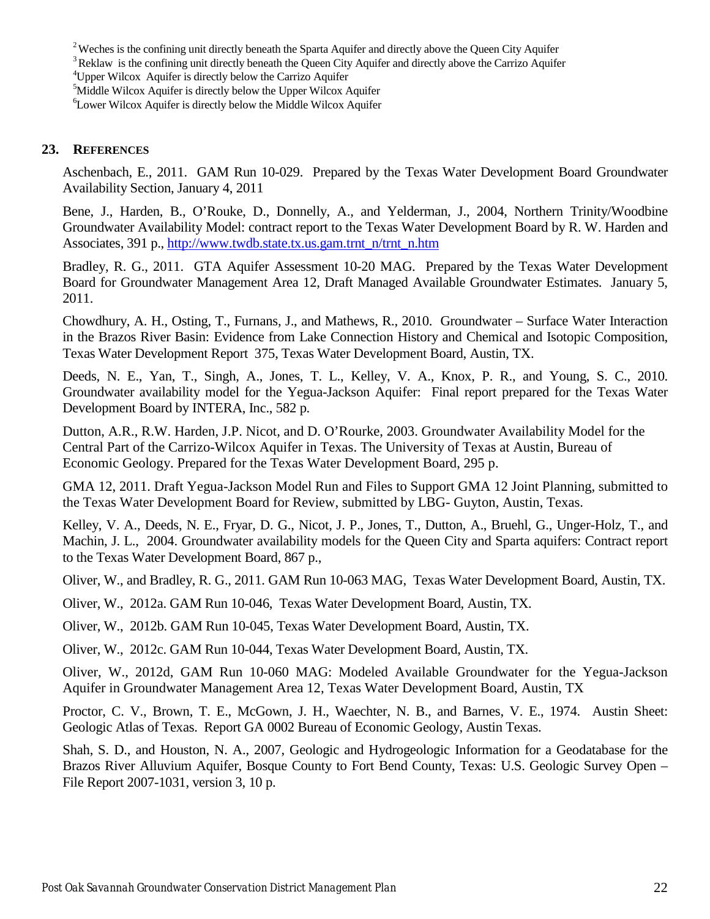[2] Weches is the confining unit directly beneath the Sparta Aquifer and directly above the Queen City Aquifer

[3] Reklaw is the confining unit directly beneath the Queen City Aquifer and directly above the Carrizo Aquifer

[4] Upper Wilcox Aquifer is directly below the Carrizo Aquifer

[5] Middle Wilcox Aquifer is directly below the Upper Wilcox Aquifer

[6] Lower Wilcox Aquifer is directly below the Middle Wilcox Aquifer

## 23. REFERENCES

Aschenbach, E., 2011. GAM Run 10-029. Prepared by the Texas Water Development Board Groundwater Availability Section, January 4, 2011

Bene, J., Harden, B., O'Rouke, D., Donnelly, A., and Yelderman, J., 2004, Northern Trinity/Woodbine Groundwater Availability Model: contract report to the Texas Water Development Board by R. W. Harden and Associates, 391 p., http://www.twdb.state.tx.us.gam.trnt_n/trnt_n.htm

Bradley, R. G., 2011. GTA Aquifer Assessment 10-20 MAG. Prepared by the Texas Water Development Board for Groundwater Management Area 12, Draft Managed Available Groundwater Estimates. January 5, 2011.

Chowdhury, A. H., Osting, T., Furnans, J., and Mathews, R., 2010. Groundwater – Surface Water Interaction in the Brazos River Basin: Evidence from Lake Connection History and Chemical and Isotopic Composition, Texas Water Development Report 375, Texas Water Development Board, Austin, TX.

Deeds, N. E., Yan, T., Singh, A., Jones, T. L., Kelley, V. A., Knox, P. R., and Young, S. C., 2010. Groundwater availability model for the Yegua-Jackson Aquifer: Final report prepared for the Texas Water Development Board by INTERA, Inc., 582 p.

Dutton, A.R., R.W. Harden, J.P. Nicot, and D. O'Rourke, 2003. Groundwater Availability Model for the Central Part of the Carrizo-Wilcox Aquifer in Texas. The University of Texas at Austin, Bureau of Economic Geology. Prepared for the Texas Water Development Board, 295 p.

GMA 12, 2011. Draft Yegua-Jackson Model Run and Files to Support GMA 12 Joint Planning, submitted to the Texas Water Development Board for Review, submitted by LBG- Guyton, Austin, Texas.

Kelley, V. A., Deeds, N. E., Fryar, D. G., Nicot, J. P., Jones, T., Dutton, A., Bruehl, G., Unger-Holz, T., and Machin, J. L., 2004. Groundwater availability models for the Queen City and Sparta aquifers: Contract report to the Texas Water Development Board, 867 p.,

Oliver, W., and Bradley, R. G., 2011. GAM Run 10-063 MAG, Texas Water Development Board, Austin, TX.

Oliver, W., 2012a. GAM Run 10-046, Texas Water Development Board, Austin, TX.

Oliver, W., 2012b. GAM Run 10-045, Texas Water Development Board, Austin, TX.

Oliver, W., 2012c. GAM Run 10-044, Texas Water Development Board, Austin, TX.

Oliver, W., 2012d, GAM Run 10-060 MAG: Modeled Available Groundwater for the Yegua-Jackson Aquifer in Groundwater Management Area 12, Texas Water Development Board, Austin, TX

Proctor, C. V., Brown, T. E., McGown, J. H., Waechter, N. B., and Barnes, V. E., 1974. Austin Sheet: Geologic Atlas of Texas. Report GA 0002 Bureau of Economic Geology, Austin Texas.

Shah, S. D., and Houston, N. A., 2007, Geologic and Hydrogeologic Information for a Geodatabase for the Brazos River Alluvium Aquifer, Bosque County to Fort Bend County, Texas: U.S. Geologic Survey Open – File Report 2007-1031, version 3, 10 p.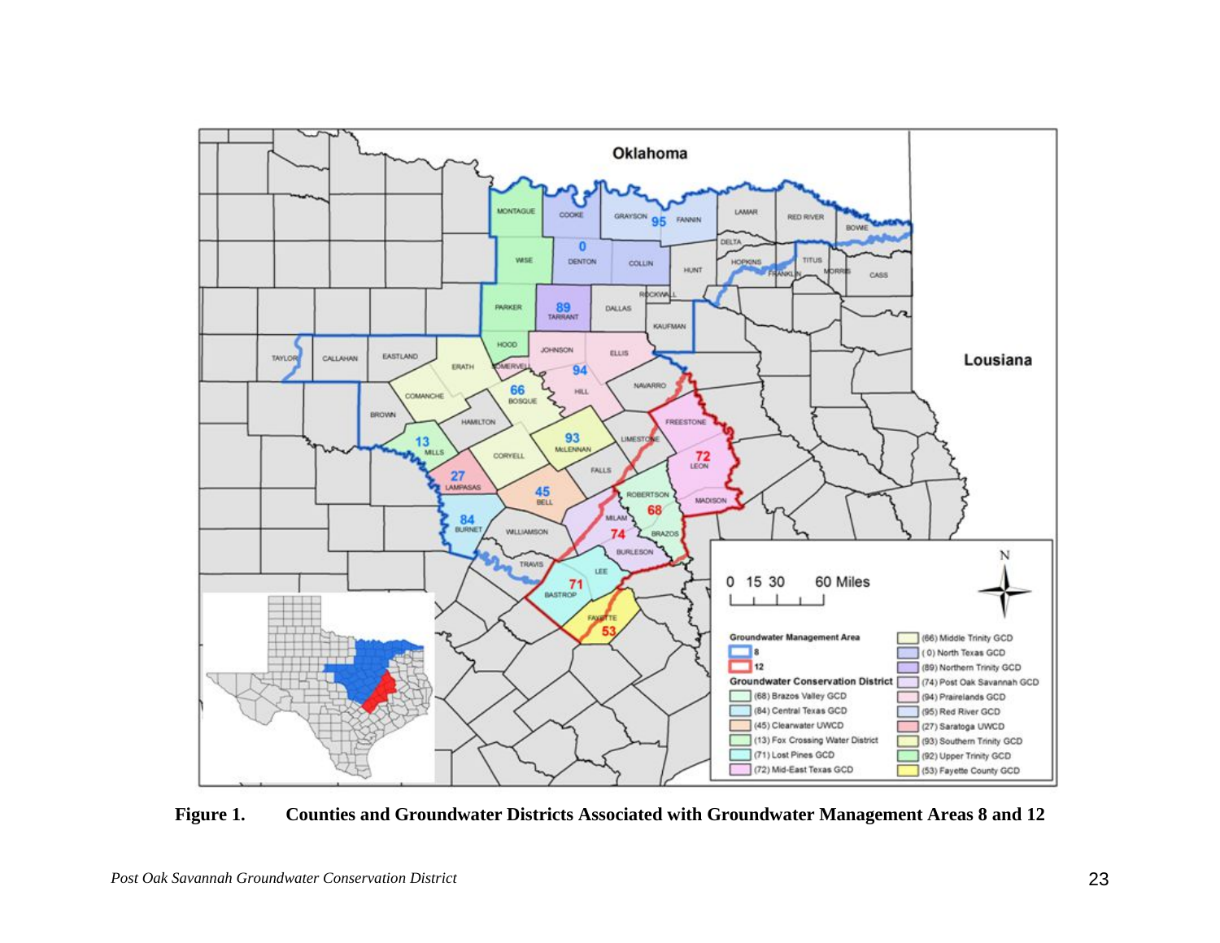**Figure 1. Counties and Groundwater Districts Associated with Groundwater Management Areas 8 and 12**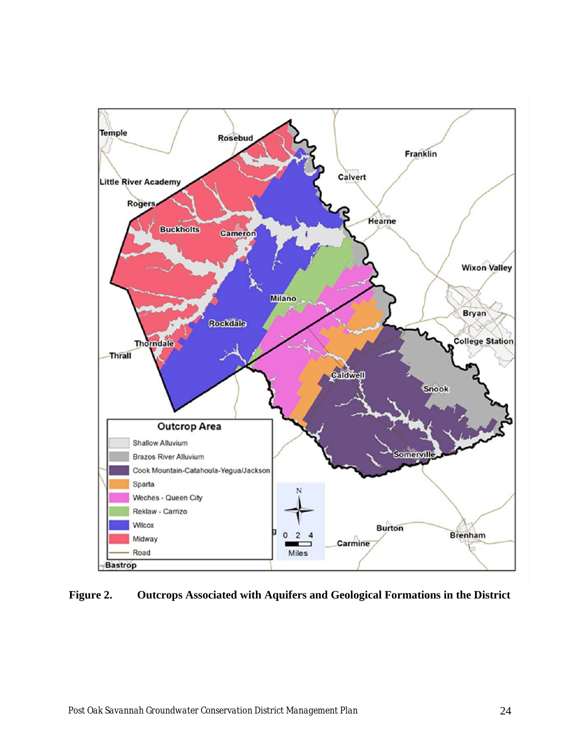**Figure 2. Outcrops Associated with Aquifers and Geological Formations in the District**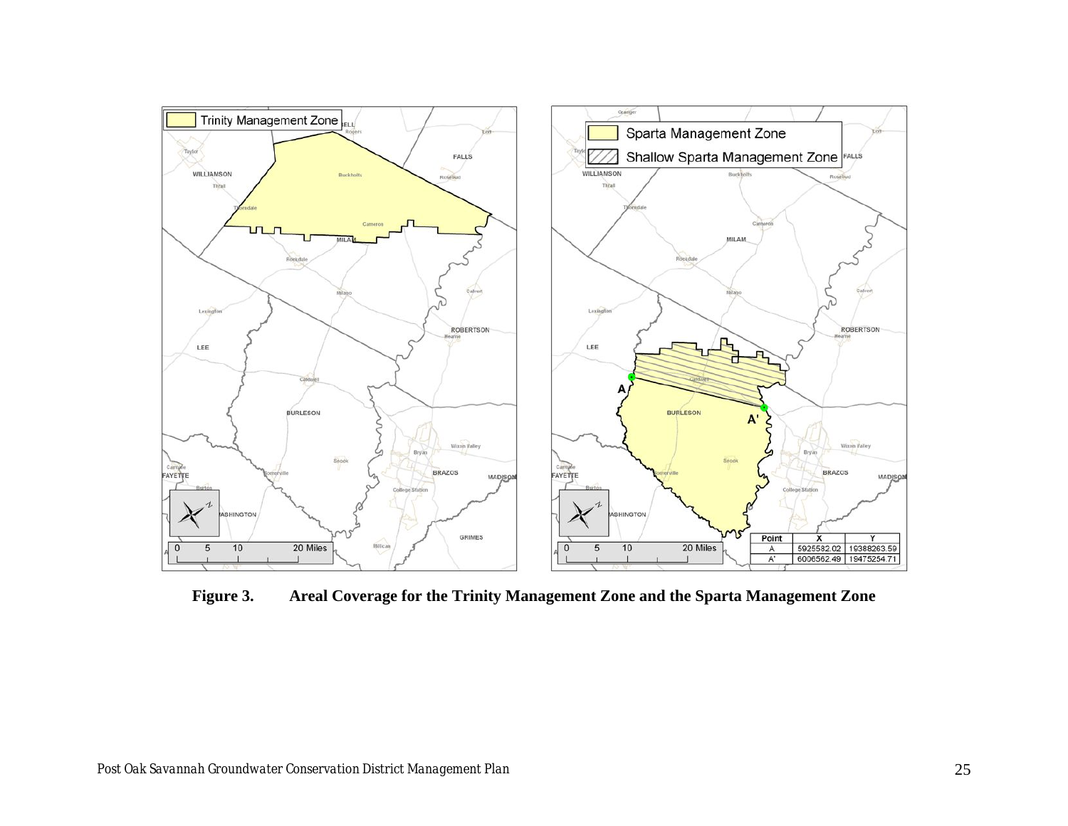**Figure 3. Areal Coverage for the Trinity Management Zone and the Sparta Management Zone**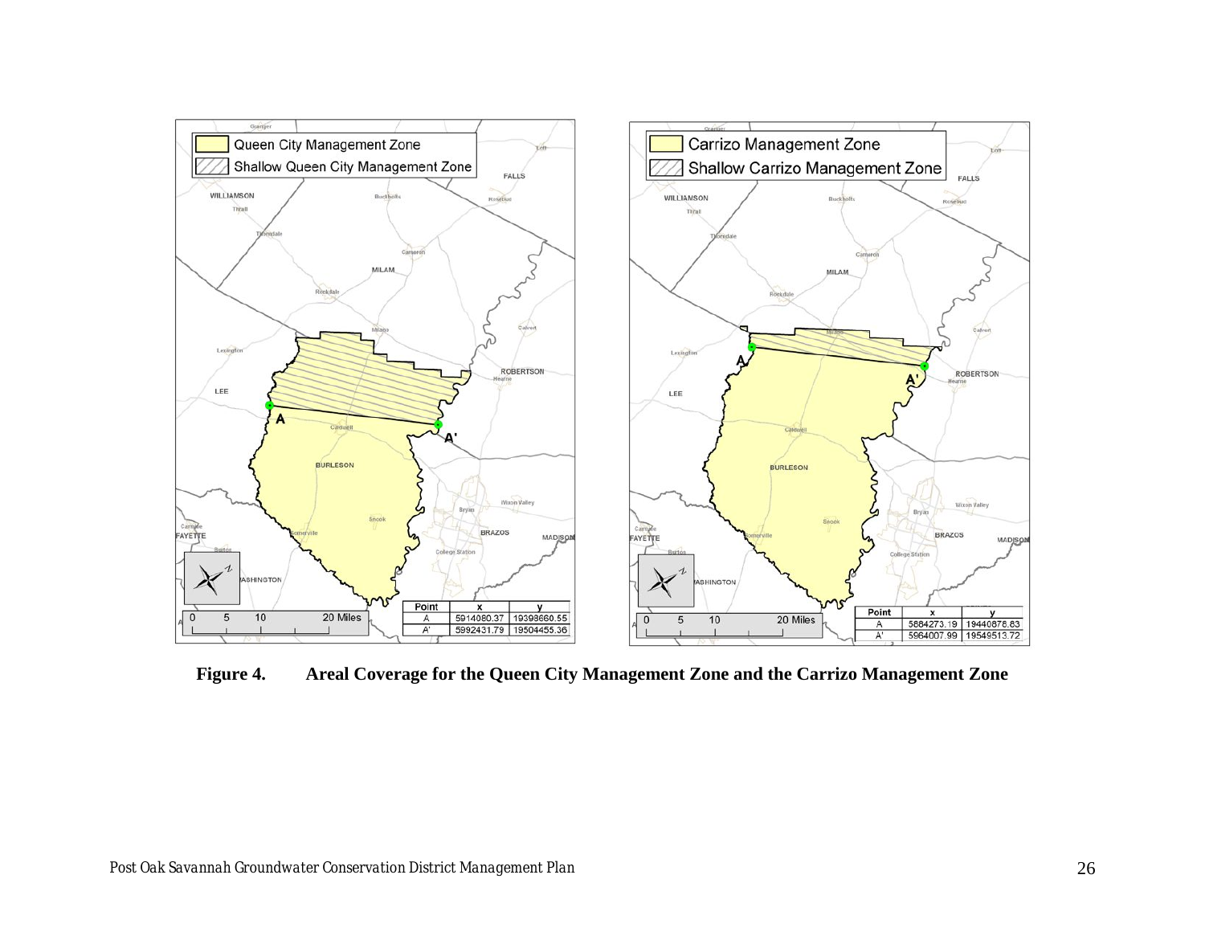**Figure 4. Areal Coverage for the Queen City Management Zone and the Carrizo Management Zone**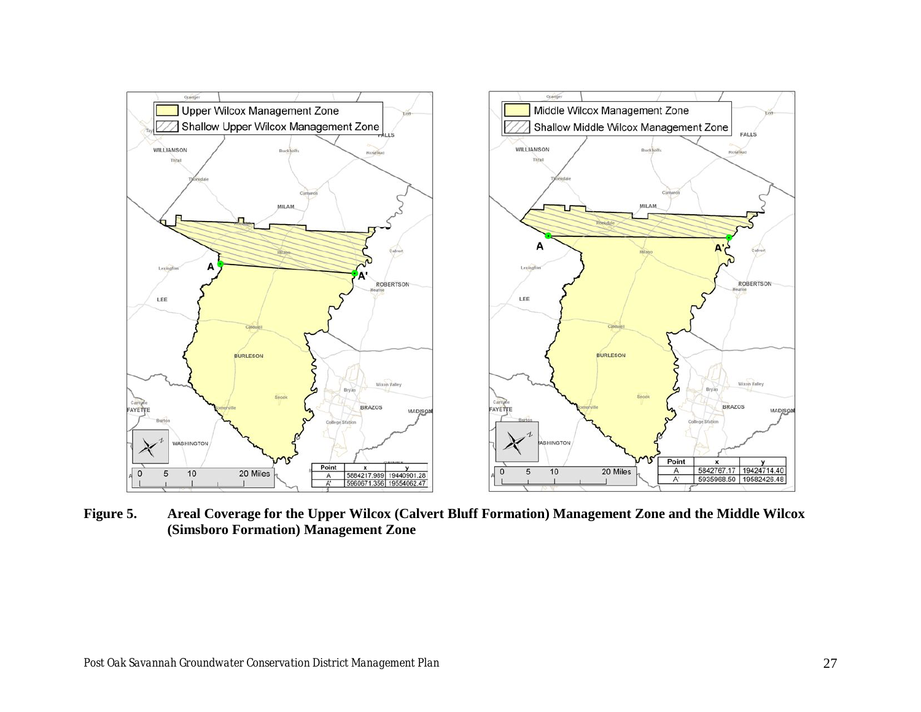**Figure 5. Areal Coverage for the Upper Wilcox (Calvert Bluff Formation) Management Zone and the Middle Wilcox (Simsboro Formation) Management Zone**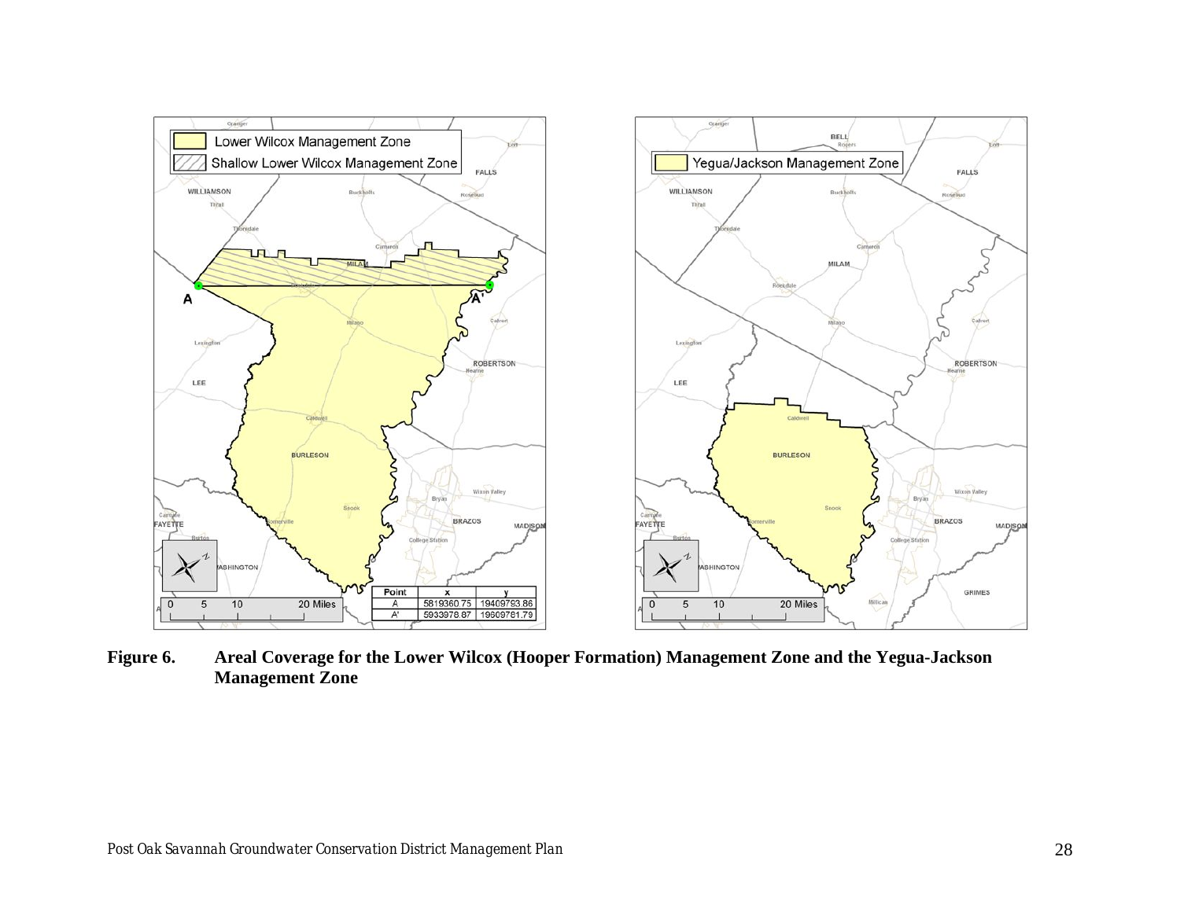Lower Wilcox Management Zone

Shallow Lower Wilcox Management Zone

A

A'

0 5 10 20 Miles

| Point | x | y |
|---|---|---|
| A | 5819360.75 | 19409793.86 |
| A' | 5933978.87 | 19609781.79 |

Yegua/Jackson Management Zone

0 5 10 20 Miles

**Figure 6. Areal Coverage for the Lower Wilcox (Hooper Formation) Management Zone and the Yegua-Jackson Management Zone**